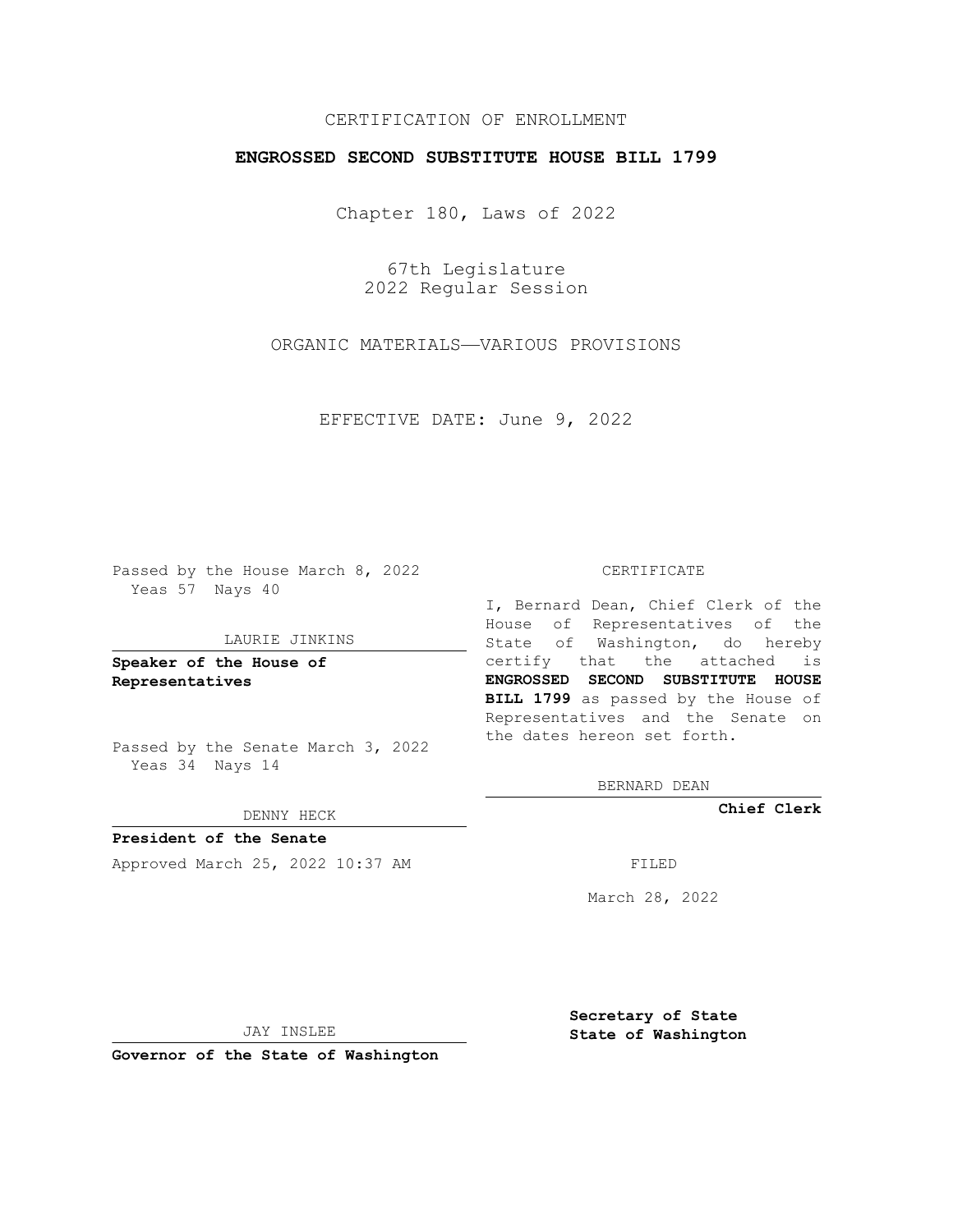CERTIFICATION OF ENROLLMENT

**ENGROSSED SECOND SUBSTITUTE HOUSE BILL 1799**

Chapter 180, Laws of 2022

67th Legislature
2022 Regular Session

ORGANIC MATERIALS—VARIOUS PROVISIONS

EFFECTIVE DATE: June 9, 2022

Passed by the House March 8, 2022
Yeas 57 Nays 40

LAURIE JINKINS

**Speaker of the House of Representatives**

Passed by the Senate March 3, 2022
Yeas 34 Nays 14

DENNY HECK

**President of the Senate**

Approved March 25, 2022 10:37 AM

JAY INSLEE

**Governor of the State of Washington**

CERTIFICATE

I, Bernard Dean, Chief Clerk of the House of Representatives of the State of Washington, do hereby certify that the attached is **ENGROSSED SECOND SUBSTITUTE HOUSE BILL 1799** as passed by the House of Representatives and the Senate on the dates hereon set forth.

BERNARD DEAN

**Chief Clerk**

FILED

March 28, 2022

**Secretary of State**
**State of Washington**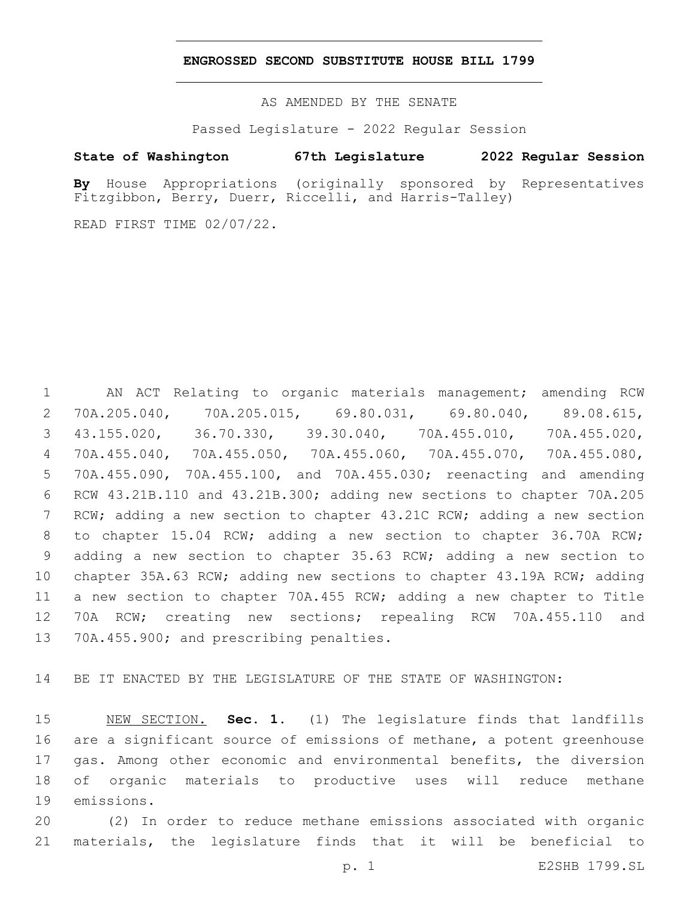**ENGROSSED SECOND SUBSTITUTE HOUSE BILL 1799**

AS AMENDED BY THE SENATE

Passed Legislature - 2022 Regular Session

**State of Washington 67th Legislature 2022 Regular Session**

**By** House Appropriations (originally sponsored by Representatives Fitzgibbon, Berry, Duerr, Riccelli, and Harris-Talley)

READ FIRST TIME 02/07/22.

AN ACT Relating to organic materials management; amending RCW 70A.205.040, 70A.205.015, 69.80.031, 69.80.040, 89.08.615, 43.155.020, 36.70.330, 39.30.040, 70A.455.010, 70A.455.020, 70A.455.040, 70A.455.050, 70A.455.060, 70A.455.070, 70A.455.080, 70A.455.090, 70A.455.100, and 70A.455.030; reenacting and amending RCW 43.21B.110 and 43.21B.300; adding new sections to chapter 70A.205 RCW; adding a new section to chapter 43.21C RCW; adding a new section to chapter 15.04 RCW; adding a new section to chapter 36.70A RCW; adding a new section to chapter 35.63 RCW; adding a new section to chapter 35A.63 RCW; adding new sections to chapter 43.19A RCW; adding a new section to chapter 70A.455 RCW; adding a new chapter to Title 70A RCW; creating new sections; repealing RCW 70A.455.110 and 70A.455.900; and prescribing penalties.

BE IT ENACTED BY THE LEGISLATURE OF THE STATE OF WASHINGTON:

NEW SECTION. **Sec. 1.** (1) The legislature finds that landfills are a significant source of emissions of methane, a potent greenhouse gas. Among other economic and environmental benefits, the diversion of organic materials to productive uses will reduce methane emissions.

(2) In order to reduce methane emissions associated with organic materials, the legislature finds that it will be beneficial to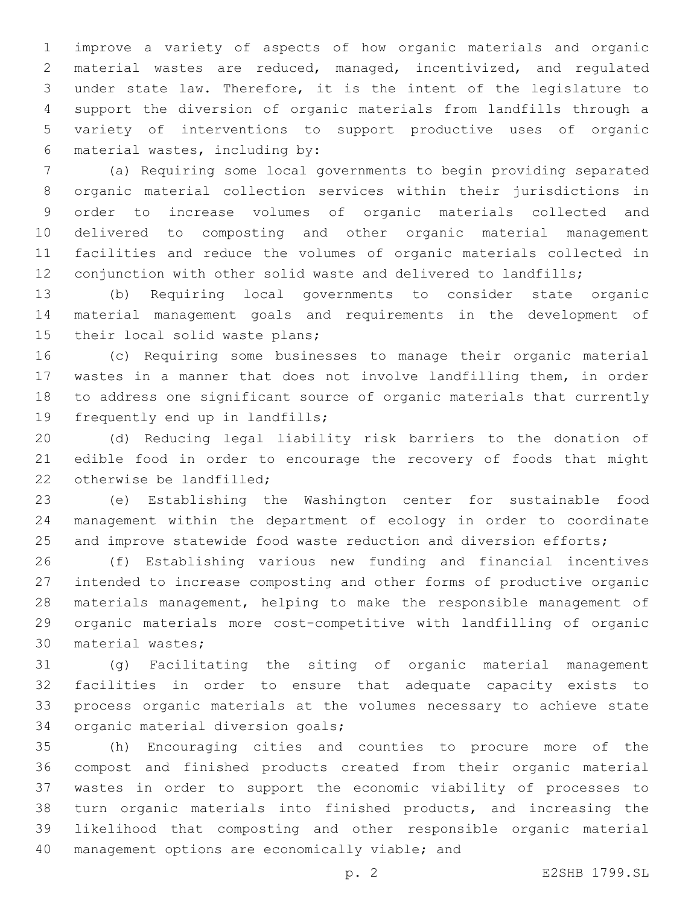improve a variety of aspects of how organic materials and organic material wastes are reduced, managed, incentivized, and regulated under state law. Therefore, it is the intent of the legislature to support the diversion of organic materials from landfills through a variety of interventions to support productive uses of organic material wastes, including by:

(a) Requiring some local governments to begin providing separated organic material collection services within their jurisdictions in order to increase volumes of organic materials collected and delivered to composting and other organic material management facilities and reduce the volumes of organic materials collected in conjunction with other solid waste and delivered to landfills;

(b) Requiring local governments to consider state organic material management goals and requirements in the development of their local solid waste plans;

(c) Requiring some businesses to manage their organic material wastes in a manner that does not involve landfilling them, in order to address one significant source of organic materials that currently frequently end up in landfills;

(d) Reducing legal liability risk barriers to the donation of edible food in order to encourage the recovery of foods that might otherwise be landfilled;

(e) Establishing the Washington center for sustainable food management within the department of ecology in order to coordinate and improve statewide food waste reduction and diversion efforts;

(f) Establishing various new funding and financial incentives intended to increase composting and other forms of productive organic materials management, helping to make the responsible management of organic materials more cost-competitive with landfilling of organic material wastes;

(g) Facilitating the siting of organic material management facilities in order to ensure that adequate capacity exists to process organic materials at the volumes necessary to achieve state organic material diversion goals;

(h) Encouraging cities and counties to procure more of the compost and finished products created from their organic material wastes in order to support the economic viability of processes to turn organic materials into finished products, and increasing the likelihood that composting and other responsible organic material management options are economically viable; and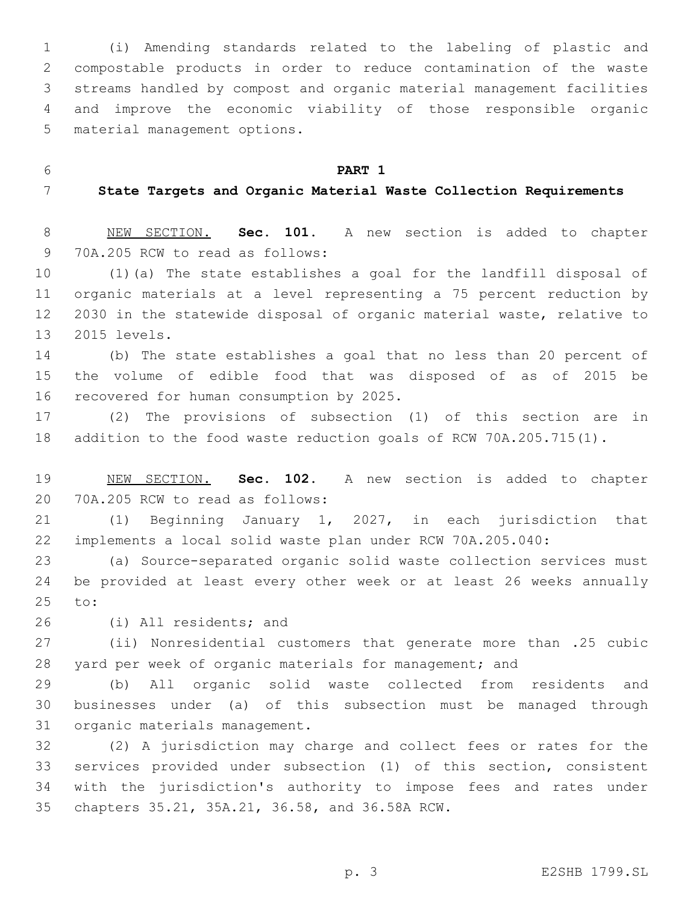(i) Amending standards related to the labeling of plastic and compostable products in order to reduce contamination of the waste streams handled by compost and organic material management facilities and improve the economic viability of those responsible organic material management options.

## PART 1
## State Targets and Organic Material Waste Collection Requirements

NEW SECTION. **Sec. 101.** A new section is added to chapter 70A.205 RCW to read as follows:

(1)(a) The state establishes a goal for the landfill disposal of organic materials at a level representing a 75 percent reduction by 2030 in the statewide disposal of organic material waste, relative to 2015 levels.

(b) The state establishes a goal that no less than 20 percent of the volume of edible food that was disposed of as of 2015 be recovered for human consumption by 2025.

(2) The provisions of subsection (1) of this section are in addition to the food waste reduction goals of RCW 70A.205.715(1).

NEW SECTION. **Sec. 102.** A new section is added to chapter 70A.205 RCW to read as follows:

(1) Beginning January 1, 2027, in each jurisdiction that implements a local solid waste plan under RCW 70A.205.040:

(a) Source-separated organic solid waste collection services must be provided at least every other week or at least 26 weeks annually to:

(i) All residents; and

(ii) Nonresidential customers that generate more than .25 cubic yard per week of organic materials for management; and

(b) All organic solid waste collected from residents and businesses under (a) of this subsection must be managed through organic materials management.

(2) A jurisdiction may charge and collect fees or rates for the services provided under subsection (1) of this section, consistent with the jurisdiction's authority to impose fees and rates under chapters 35.21, 35A.21, 36.58, and 36.58A RCW.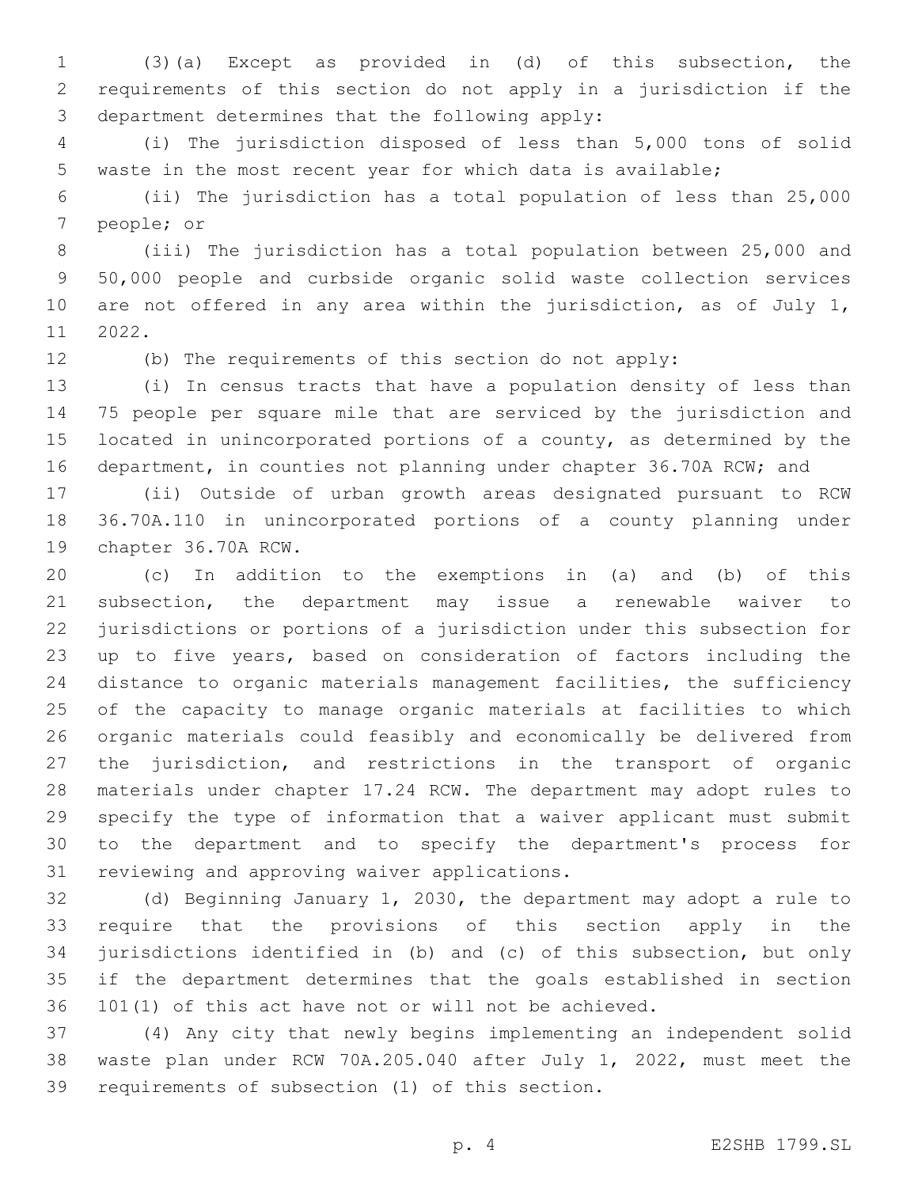(3)(a) Except as provided in (d) of this subsection, the requirements of this section do not apply in a jurisdiction if the department determines that the following apply:

(i) The jurisdiction disposed of less than 5,000 tons of solid waste in the most recent year for which data is available;

(ii) The jurisdiction has a total population of less than 25,000 people; or

(iii) The jurisdiction has a total population between 25,000 and 50,000 people and curbside organic solid waste collection services are not offered in any area within the jurisdiction, as of July 1, 2022.

(b) The requirements of this section do not apply:

(i) In census tracts that have a population density of less than 75 people per square mile that are serviced by the jurisdiction and located in unincorporated portions of a county, as determined by the department, in counties not planning under chapter 36.70A RCW; and

(ii) Outside of urban growth areas designated pursuant to RCW 36.70A.110 in unincorporated portions of a county planning under chapter 36.70A RCW.

(c) In addition to the exemptions in (a) and (b) of this subsection, the department may issue a renewable waiver to jurisdictions or portions of a jurisdiction under this subsection for up to five years, based on consideration of factors including the distance to organic materials management facilities, the sufficiency of the capacity to manage organic materials at facilities to which organic materials could feasibly and economically be delivered from the jurisdiction, and restrictions in the transport of organic materials under chapter 17.24 RCW. The department may adopt rules to specify the type of information that a waiver applicant must submit to the department and to specify the department's process for reviewing and approving waiver applications.

(d) Beginning January 1, 2030, the department may adopt a rule to require that the provisions of this section apply in the jurisdictions identified in (b) and (c) of this subsection, but only if the department determines that the goals established in section 101(1) of this act have not or will not be achieved.

(4) Any city that newly begins implementing an independent solid waste plan under RCW 70A.205.040 after July 1, 2022, must meet the requirements of subsection (1) of this section.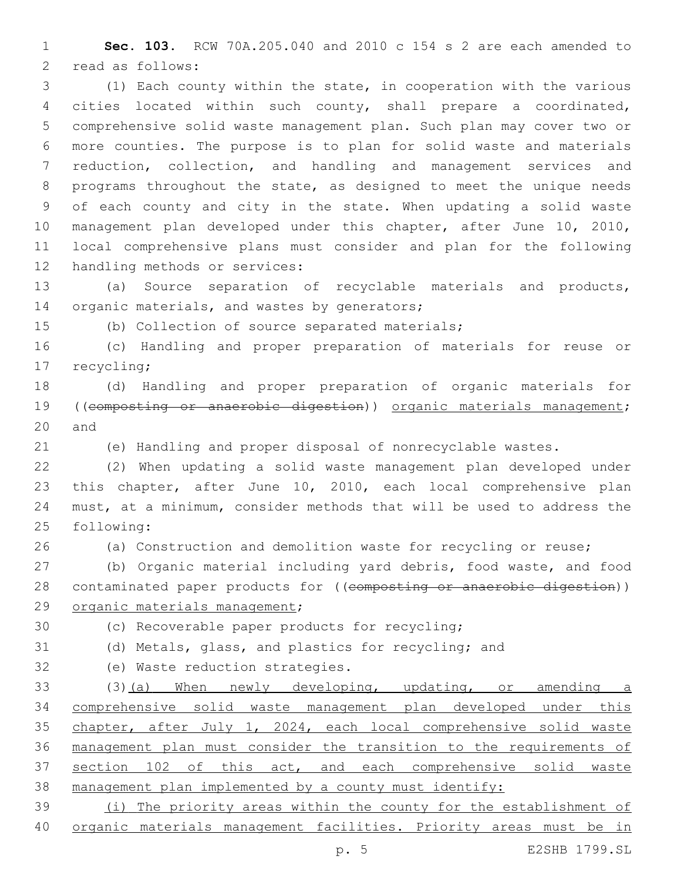**Sec. 103.** RCW 70A.205.040 and 2010 c 154 s 2 are each amended to read as follows:

(1) Each county within the state, in cooperation with the various cities located within such county, shall prepare a coordinated, comprehensive solid waste management plan. Such plan may cover two or more counties. The purpose is to plan for solid waste and materials reduction, collection, and handling and management services and programs throughout the state, as designed to meet the unique needs of each county and city in the state. When updating a solid waste management plan developed under this chapter, after June 10, 2010, local comprehensive plans must consider and plan for the following handling methods or services:

(a) Source separation of recyclable materials and products, organic materials, and wastes by generators;

(b) Collection of source separated materials;

(c) Handling and proper preparation of materials for reuse or recycling;

(d) Handling and proper preparation of organic materials for ((~~composting or anaerobic digestion~~)) <u>organic materials management</u>; and

(e) Handling and proper disposal of nonrecyclable wastes.

(2) When updating a solid waste management plan developed under this chapter, after June 10, 2010, each local comprehensive plan must, at a minimum, consider methods that will be used to address the following:

(a) Construction and demolition waste for recycling or reuse;

(b) Organic material including yard debris, food waste, and food contaminated paper products for ((~~composting or anaerobic digestion~~)) <u>organic materials management</u>;

(c) Recoverable paper products for recycling;

(d) Metals, glass, and plastics for recycling; and

(e) Waste reduction strategies.

(3)<u>(a) When newly developing, updating, or amending a comprehensive solid waste management plan developed under this chapter, after July 1, 2024, each local comprehensive solid waste management plan must consider the transition to the requirements of section 102 of this act, and each comprehensive solid waste management plan implemented by a county must identify:</u>

<u>(i) The priority areas within the county for the establishment of organic materials management facilities. Priority areas must be in</u>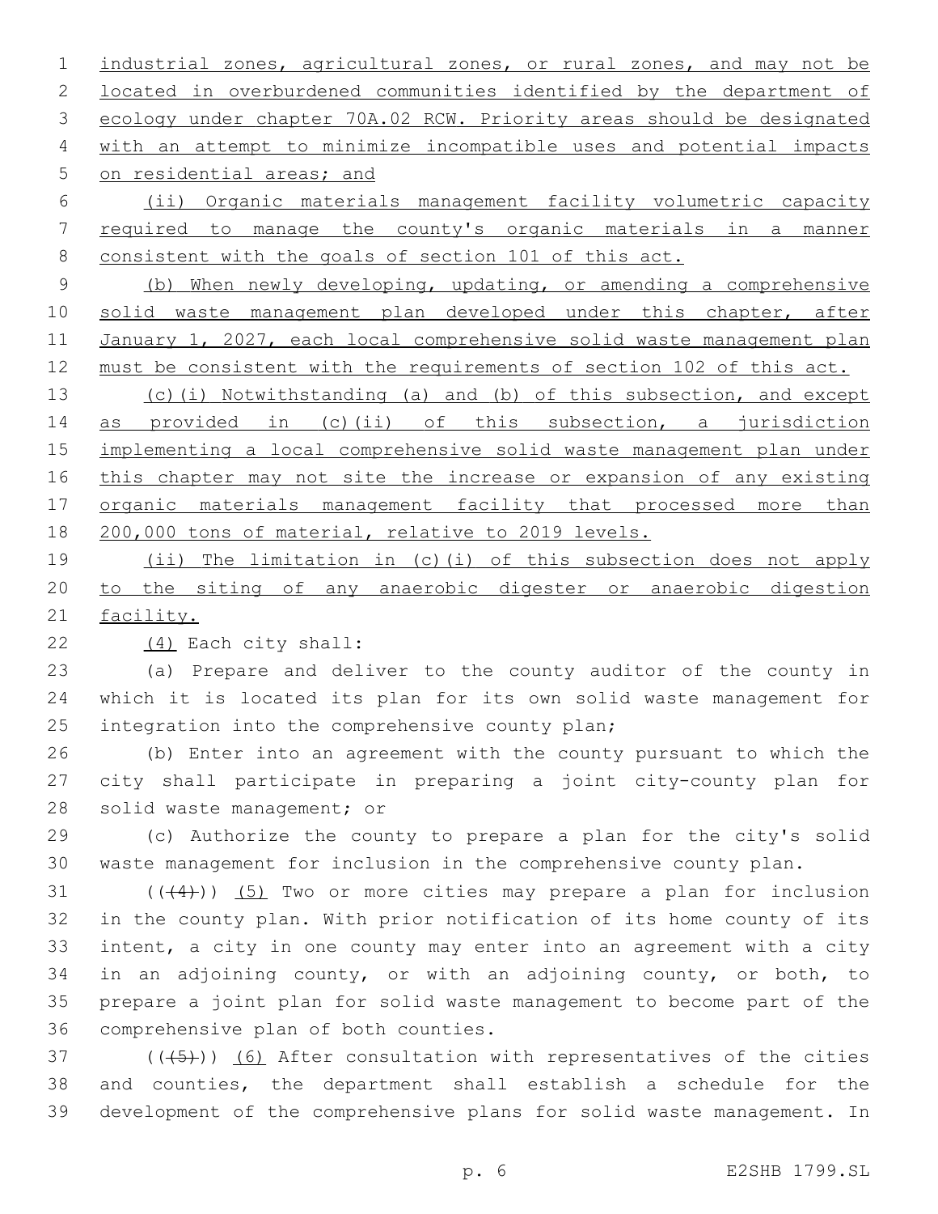industrial zones, agricultural zones, or rural zones, and may not be located in overburdened communities identified by the department of ecology under chapter 70A.02 RCW. Priority areas should be designated with an attempt to minimize incompatible uses and potential impacts on residential areas; and

(ii) Organic materials management facility volumetric capacity required to manage the county's organic materials in a manner consistent with the goals of section 101 of this act.

(b) When newly developing, updating, or amending a comprehensive solid waste management plan developed under this chapter, after January 1, 2027, each local comprehensive solid waste management plan must be consistent with the requirements of section 102 of this act.

(c)(i) Notwithstanding (a) and (b) of this subsection, and except as provided in (c)(ii) of this subsection, a jurisdiction implementing a local comprehensive solid waste management plan under this chapter may not site the increase or expansion of any existing organic materials management facility that processed more than 200,000 tons of material, relative to 2019 levels.

(ii) The limitation in (c)(i) of this subsection does not apply to the siting of any anaerobic digester or anaerobic digestion facility.

(4) Each city shall:

(a) Prepare and deliver to the county auditor of the county in which it is located its plan for its own solid waste management for integration into the comprehensive county plan;

(b) Enter into an agreement with the county pursuant to which the city shall participate in preparing a joint city-county plan for solid waste management; or

(c) Authorize the county to prepare a plan for the city's solid waste management for inclusion in the comprehensive county plan.

(((4))) (5) Two or more cities may prepare a plan for inclusion in the county plan. With prior notification of its home county of its intent, a city in one county may enter into an agreement with a city in an adjoining county, or with an adjoining county, or both, to prepare a joint plan for solid waste management to become part of the comprehensive plan of both counties.

(((5))) (6) After consultation with representatives of the cities and counties, the department shall establish a schedule for the development of the comprehensive plans for solid waste management. In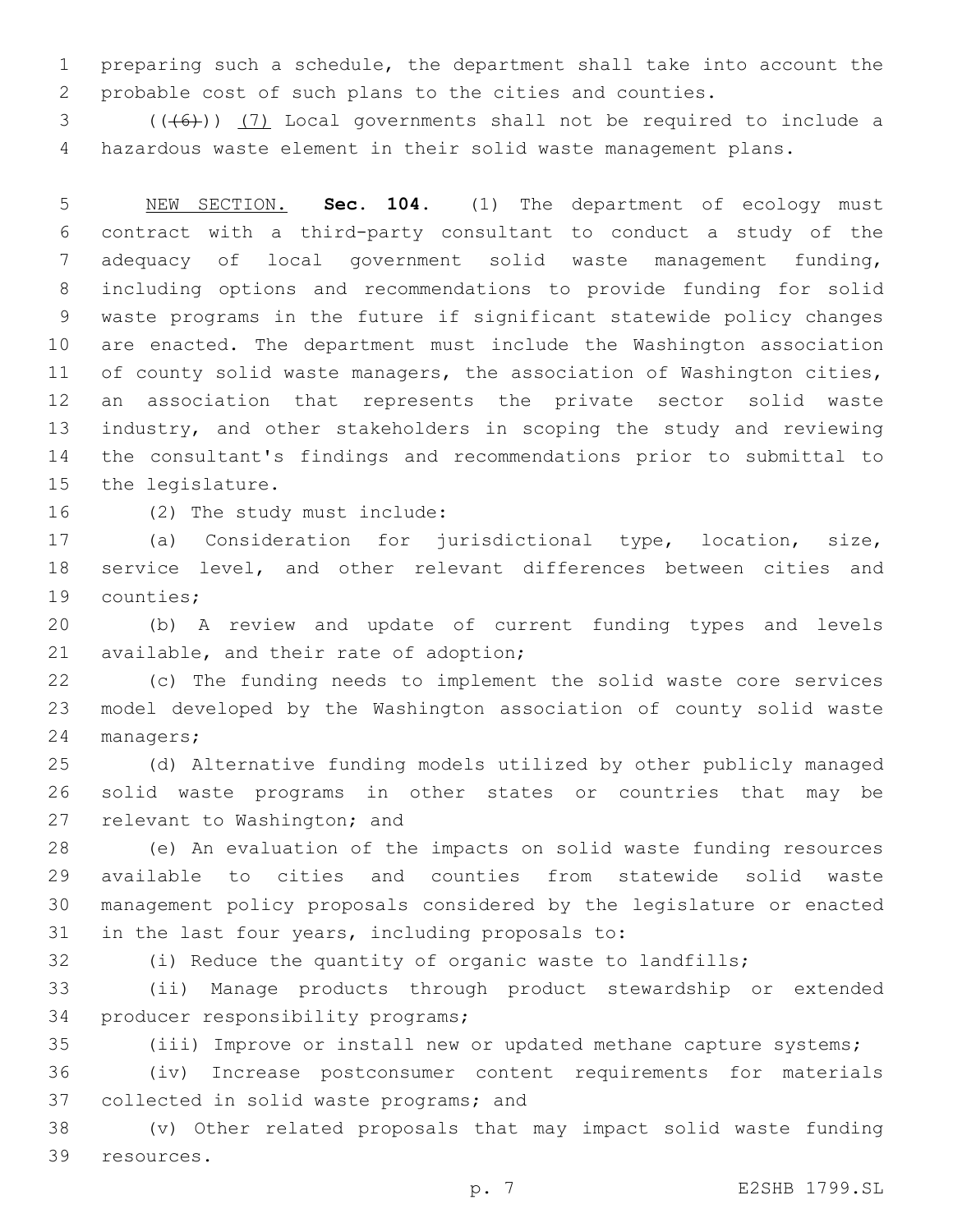preparing such a schedule, the department shall take into account the probable cost of such plans to the cities and counties.

((~~(6)~~)) (7) Local governments shall not be required to include a hazardous waste element in their solid waste management plans.

NEW SECTION. **Sec. 104.** (1) The department of ecology must contract with a third-party consultant to conduct a study of the adequacy of local government solid waste management funding, including options and recommendations to provide funding for solid waste programs in the future if significant statewide policy changes are enacted. The department must include the Washington association of county solid waste managers, the association of Washington cities, an association that represents the private sector solid waste industry, and other stakeholders in scoping the study and reviewing the consultant's findings and recommendations prior to submittal to the legislature.

(2) The study must include:

(a) Consideration for jurisdictional type, location, size, service level, and other relevant differences between cities and counties;

(b) A review and update of current funding types and levels available, and their rate of adoption;

(c) The funding needs to implement the solid waste core services model developed by the Washington association of county solid waste managers;

(d) Alternative funding models utilized by other publicly managed solid waste programs in other states or countries that may be relevant to Washington; and

(e) An evaluation of the impacts on solid waste funding resources available to cities and counties from statewide solid waste management policy proposals considered by the legislature or enacted in the last four years, including proposals to:

(i) Reduce the quantity of organic waste to landfills;

(ii) Manage products through product stewardship or extended producer responsibility programs;

(iii) Improve or install new or updated methane capture systems;

(iv) Increase postconsumer content requirements for materials collected in solid waste programs; and

(v) Other related proposals that may impact solid waste funding resources.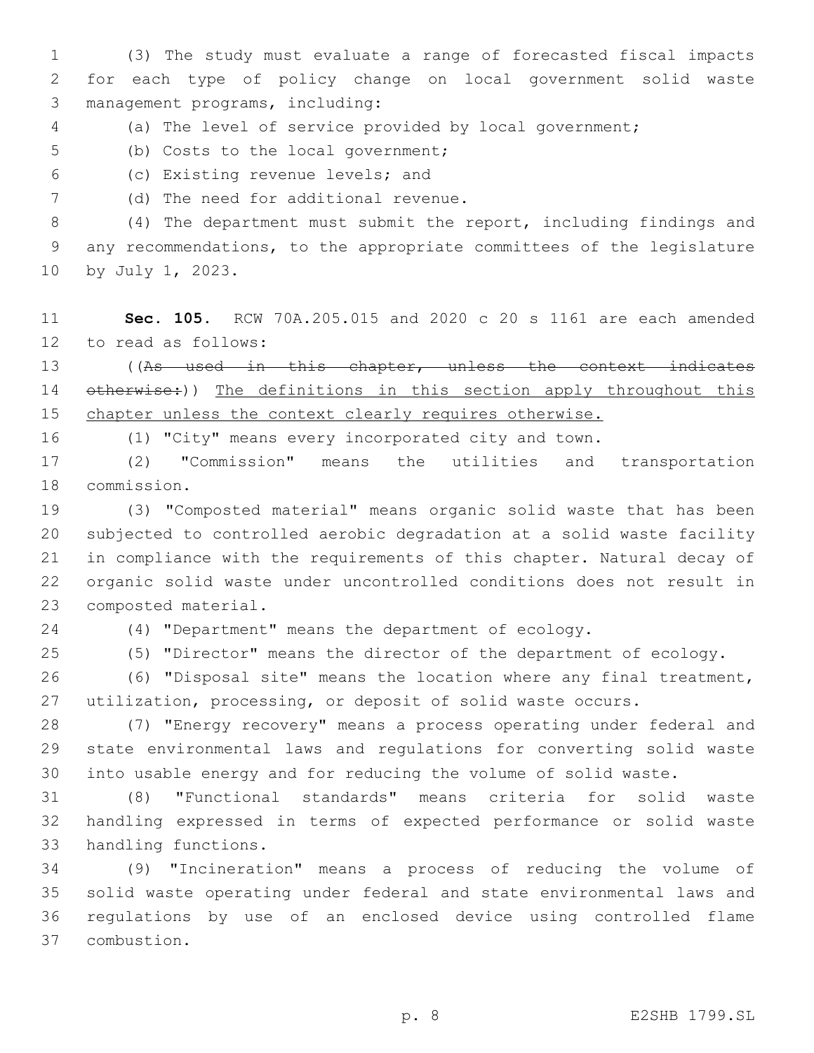(3) The study must evaluate a range of forecasted fiscal impacts for each type of policy change on local government solid waste management programs, including:

(a) The level of service provided by local government;

(b) Costs to the local government;

(c) Existing revenue levels; and

(d) The need for additional revenue.

(4) The department must submit the report, including findings and any recommendations, to the appropriate committees of the legislature by July 1, 2023.

**Sec. 105.** RCW 70A.205.015 and 2020 c 20 s 1161 are each amended to read as follows:

((~~As used in this chapter, unless the context indicates otherwise:~~)) <u>The definitions in this section apply throughout this chapter unless the context clearly requires otherwise.</u>

(1) "City" means every incorporated city and town.

(2) "Commission" means the utilities and transportation commission.

(3) "Composted material" means organic solid waste that has been subjected to controlled aerobic degradation at a solid waste facility in compliance with the requirements of this chapter. Natural decay of organic solid waste under uncontrolled conditions does not result in composted material.

(4) "Department" means the department of ecology.

(5) "Director" means the director of the department of ecology.

(6) "Disposal site" means the location where any final treatment, utilization, processing, or deposit of solid waste occurs.

(7) "Energy recovery" means a process operating under federal and state environmental laws and regulations for converting solid waste into usable energy and for reducing the volume of solid waste.

(8) "Functional standards" means criteria for solid waste handling expressed in terms of expected performance or solid waste handling functions.

(9) "Incineration" means a process of reducing the volume of solid waste operating under federal and state environmental laws and regulations by use of an enclosed device using controlled flame combustion.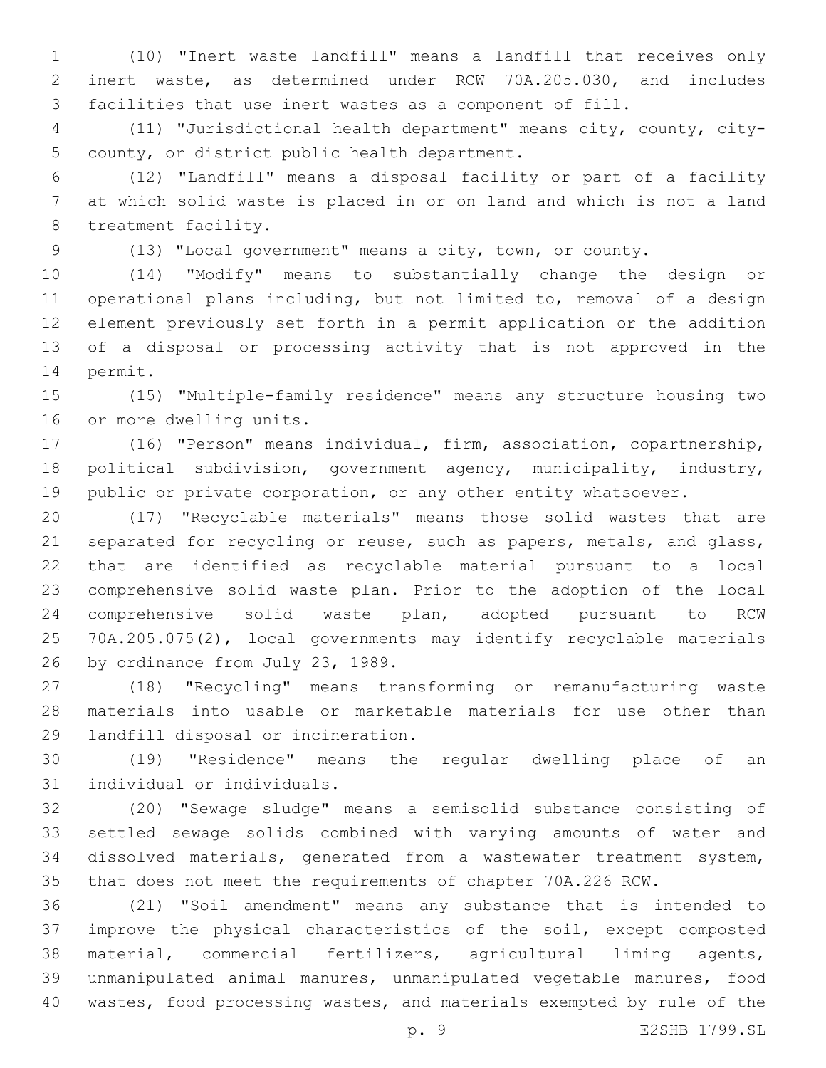(10) "Inert waste landfill" means a landfill that receives only inert waste, as determined under RCW 70A.205.030, and includes facilities that use inert wastes as a component of fill.

(11) "Jurisdictional health department" means city, county, city-county, or district public health department.

(12) "Landfill" means a disposal facility or part of a facility at which solid waste is placed in or on land and which is not a land treatment facility.

(13) "Local government" means a city, town, or county.

(14) "Modify" means to substantially change the design or operational plans including, but not limited to, removal of a design element previously set forth in a permit application or the addition of a disposal or processing activity that is not approved in the permit.

(15) "Multiple-family residence" means any structure housing two or more dwelling units.

(16) "Person" means individual, firm, association, copartnership, political subdivision, government agency, municipality, industry, public or private corporation, or any other entity whatsoever.

(17) "Recyclable materials" means those solid wastes that are separated for recycling or reuse, such as papers, metals, and glass, that are identified as recyclable material pursuant to a local comprehensive solid waste plan. Prior to the adoption of the local comprehensive solid waste plan, adopted pursuant to RCW 70A.205.075(2), local governments may identify recyclable materials by ordinance from July 23, 1989.

(18) "Recycling" means transforming or remanufacturing waste materials into usable or marketable materials for use other than landfill disposal or incineration.

(19) "Residence" means the regular dwelling place of an individual or individuals.

(20) "Sewage sludge" means a semisolid substance consisting of settled sewage solids combined with varying amounts of water and dissolved materials, generated from a wastewater treatment system, that does not meet the requirements of chapter 70A.226 RCW.

(21) "Soil amendment" means any substance that is intended to improve the physical characteristics of the soil, except composted material, commercial fertilizers, agricultural liming agents, unmanipulated animal manures, unmanipulated vegetable manures, food wastes, food processing wastes, and materials exempted by rule of the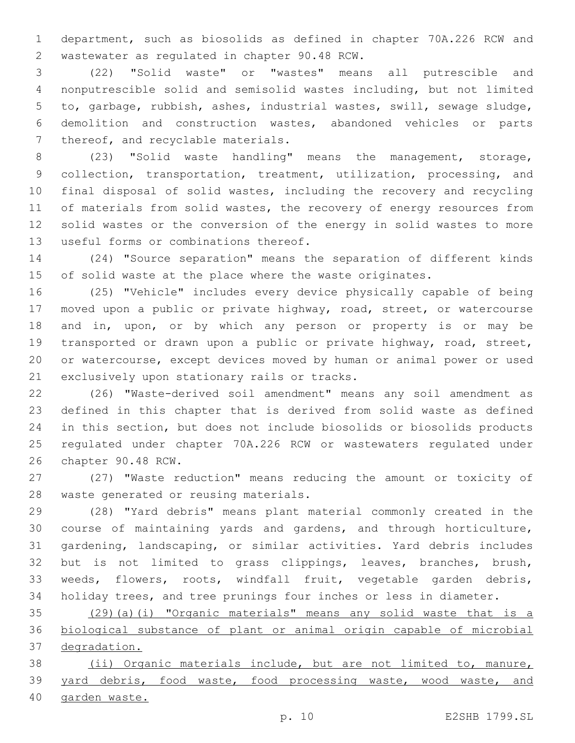department, such as biosolids as defined in chapter 70A.226 RCW and wastewater as regulated in chapter 90.48 RCW.

(22) "Solid waste" or "wastes" means all putrescible and nonputrescible solid and semisolid wastes including, but not limited to, garbage, rubbish, ashes, industrial wastes, swill, sewage sludge, demolition and construction wastes, abandoned vehicles or parts thereof, and recyclable materials.

(23) "Solid waste handling" means the management, storage, collection, transportation, treatment, utilization, processing, and final disposal of solid wastes, including the recovery and recycling of materials from solid wastes, the recovery of energy resources from solid wastes or the conversion of the energy in solid wastes to more useful forms or combinations thereof.

(24) "Source separation" means the separation of different kinds of solid waste at the place where the waste originates.

(25) "Vehicle" includes every device physically capable of being moved upon a public or private highway, road, street, or watercourse and in, upon, or by which any person or property is or may be transported or drawn upon a public or private highway, road, street, or watercourse, except devices moved by human or animal power or used exclusively upon stationary rails or tracks.

(26) "Waste-derived soil amendment" means any soil amendment as defined in this chapter that is derived from solid waste as defined in this section, but does not include biosolids or biosolids products regulated under chapter 70A.226 RCW or wastewaters regulated under chapter 90.48 RCW.

(27) "Waste reduction" means reducing the amount or toxicity of waste generated or reusing materials.

(28) "Yard debris" means plant material commonly created in the course of maintaining yards and gardens, and through horticulture, gardening, landscaping, or similar activities. Yard debris includes but is not limited to grass clippings, leaves, branches, brush, weeds, flowers, roots, windfall fruit, vegetable garden debris, holiday trees, and tree prunings four inches or less in diameter.

<u>(29)(a)(i) "Organic materials" means any solid waste that is a biological substance of plant or animal origin capable of microbial degradation.</u>

<u>(ii) Organic materials include, but are not limited to, manure, yard debris, food waste, food processing waste, wood waste, and garden waste.</u>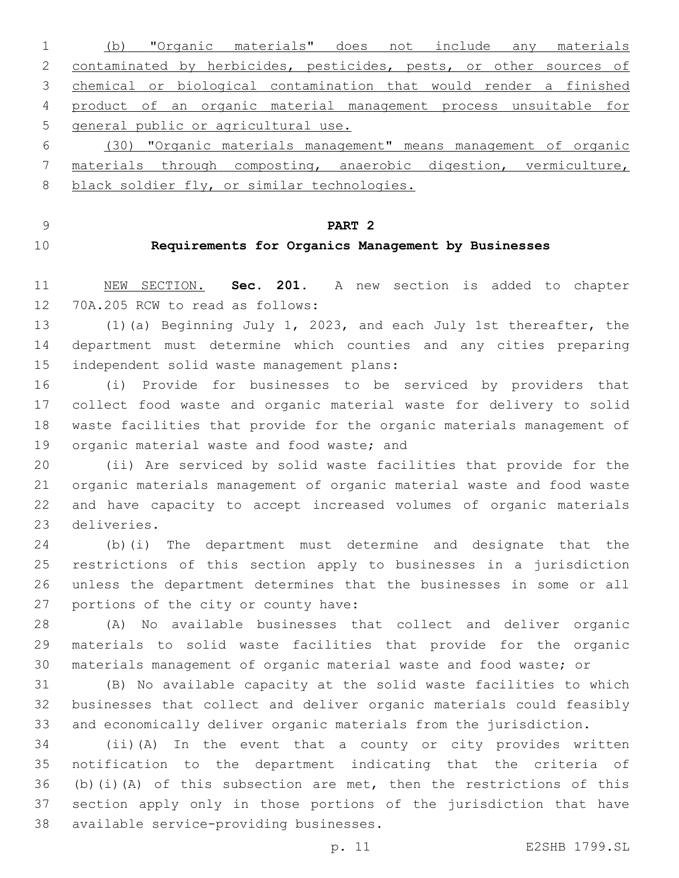(b) "Organic materials" does not include any materials contaminated by herbicides, pesticides, pests, or other sources of chemical or biological contamination that would render a finished product of an organic material management process unsuitable for general public or agricultural use.

(30) "Organic materials management" means management of organic materials through composting, anaerobic digestion, vermiculture, black soldier fly, or similar technologies.

## PART 2

## Requirements for Organics Management by Businesses

NEW SECTION. **Sec. 201.** A new section is added to chapter 70A.205 RCW to read as follows:

(1)(a) Beginning July 1, 2023, and each July 1st thereafter, the department must determine which counties and any cities preparing independent solid waste management plans:

(i) Provide for businesses to be serviced by providers that collect food waste and organic material waste for delivery to solid waste facilities that provide for the organic materials management of organic material waste and food waste; and

(ii) Are serviced by solid waste facilities that provide for the organic materials management of organic material waste and food waste and have capacity to accept increased volumes of organic materials deliveries.

(b)(i) The department must determine and designate that the restrictions of this section apply to businesses in a jurisdiction unless the department determines that the businesses in some or all portions of the city or county have:

(A) No available businesses that collect and deliver organic materials to solid waste facilities that provide for the organic materials management of organic material waste and food waste; or

(B) No available capacity at the solid waste facilities to which businesses that collect and deliver organic materials could feasibly and economically deliver organic materials from the jurisdiction.

(ii)(A) In the event that a county or city provides written notification to the department indicating that the criteria of (b)(i)(A) of this subsection are met, then the restrictions of this section apply only in those portions of the jurisdiction that have available service-providing businesses.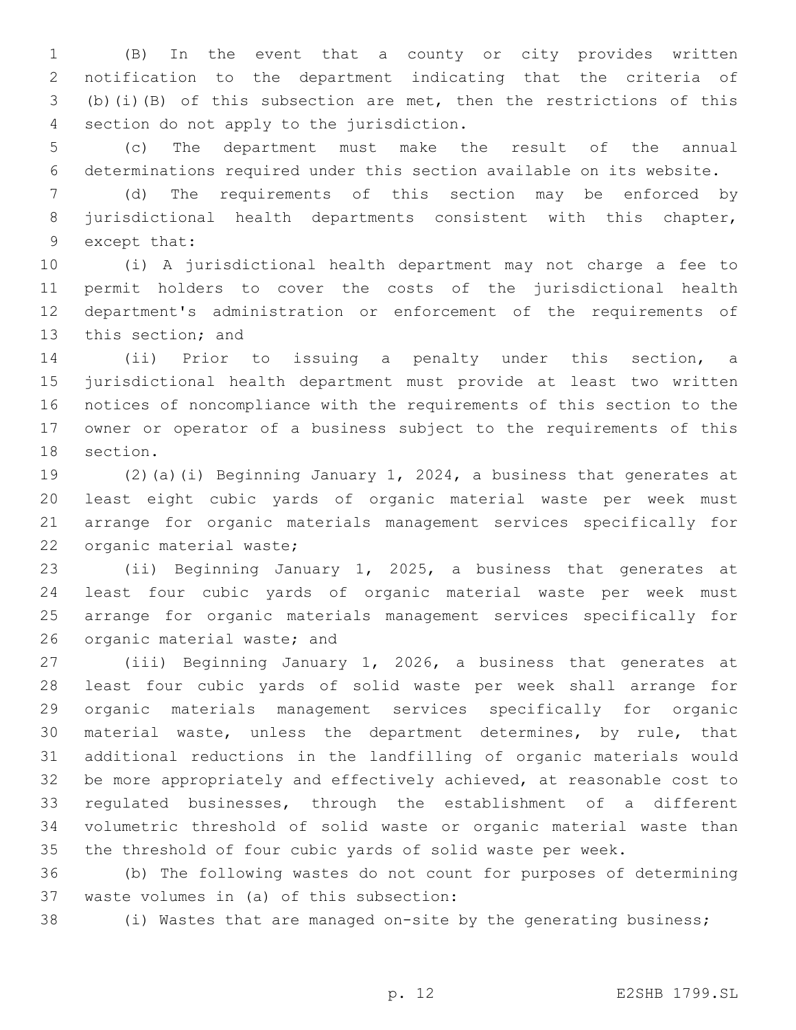(B) In the event that a county or city provides written notification to the department indicating that the criteria of (b)(i)(B) of this subsection are met, then the restrictions of this section do not apply to the jurisdiction.

(c) The department must make the result of the annual determinations required under this section available on its website.

(d) The requirements of this section may be enforced by jurisdictional health departments consistent with this chapter, except that:

(i) A jurisdictional health department may not charge a fee to permit holders to cover the costs of the jurisdictional health department's administration or enforcement of the requirements of this section; and

(ii) Prior to issuing a penalty under this section, a jurisdictional health department must provide at least two written notices of noncompliance with the requirements of this section to the owner or operator of a business subject to the requirements of this section.

(2)(a)(i) Beginning January 1, 2024, a business that generates at least eight cubic yards of organic material waste per week must arrange for organic materials management services specifically for organic material waste;

(ii) Beginning January 1, 2025, a business that generates at least four cubic yards of organic material waste per week must arrange for organic materials management services specifically for organic material waste; and

(iii) Beginning January 1, 2026, a business that generates at least four cubic yards of solid waste per week shall arrange for organic materials management services specifically for organic material waste, unless the department determines, by rule, that additional reductions in the landfilling of organic materials would be more appropriately and effectively achieved, at reasonable cost to regulated businesses, through the establishment of a different volumetric threshold of solid waste or organic material waste than the threshold of four cubic yards of solid waste per week.

(b) The following wastes do not count for purposes of determining waste volumes in (a) of this subsection:

(i) Wastes that are managed on-site by the generating business;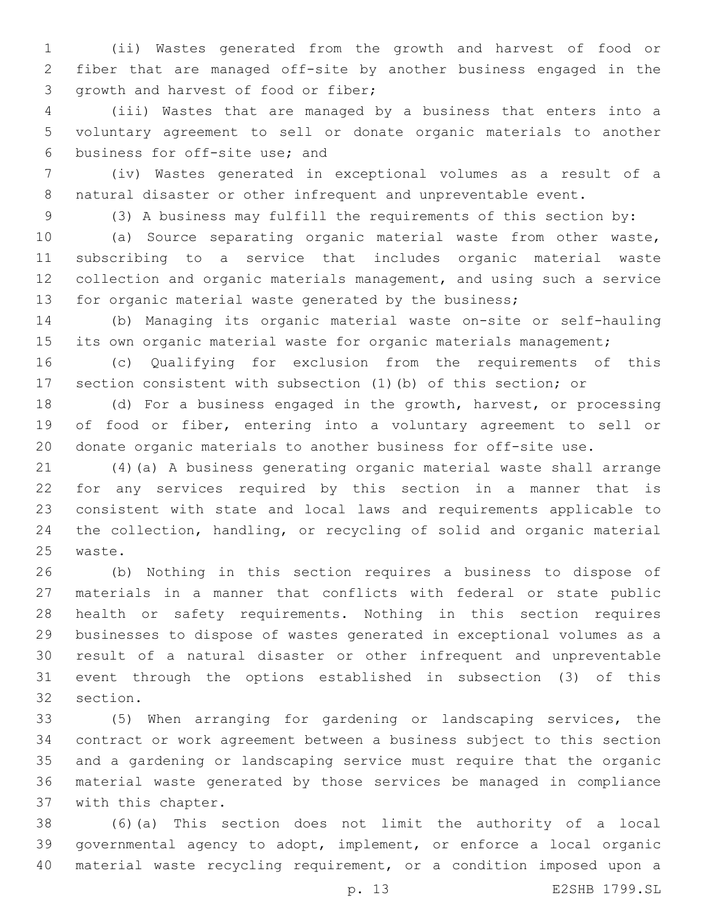(ii) Wastes generated from the growth and harvest of food or fiber that are managed off-site by another business engaged in the growth and harvest of food or fiber;

(iii) Wastes that are managed by a business that enters into a voluntary agreement to sell or donate organic materials to another business for off-site use; and

(iv) Wastes generated in exceptional volumes as a result of a natural disaster or other infrequent and unpreventable event.

(3) A business may fulfill the requirements of this section by:

(a) Source separating organic material waste from other waste, subscribing to a service that includes organic material waste collection and organic materials management, and using such a service for organic material waste generated by the business;

(b) Managing its organic material waste on-site or self-hauling its own organic material waste for organic materials management;

(c) Qualifying for exclusion from the requirements of this section consistent with subsection (1)(b) of this section; or

(d) For a business engaged in the growth, harvest, or processing of food or fiber, entering into a voluntary agreement to sell or donate organic materials to another business for off-site use.

(4)(a) A business generating organic material waste shall arrange for any services required by this section in a manner that is consistent with state and local laws and requirements applicable to the collection, handling, or recycling of solid and organic material waste.

(b) Nothing in this section requires a business to dispose of materials in a manner that conflicts with federal or state public health or safety requirements. Nothing in this section requires businesses to dispose of wastes generated in exceptional volumes as a result of a natural disaster or other infrequent and unpreventable event through the options established in subsection (3) of this section.

(5) When arranging for gardening or landscaping services, the contract or work agreement between a business subject to this section and a gardening or landscaping service must require that the organic material waste generated by those services be managed in compliance with this chapter.

(6)(a) This section does not limit the authority of a local governmental agency to adopt, implement, or enforce a local organic material waste recycling requirement, or a condition imposed upon a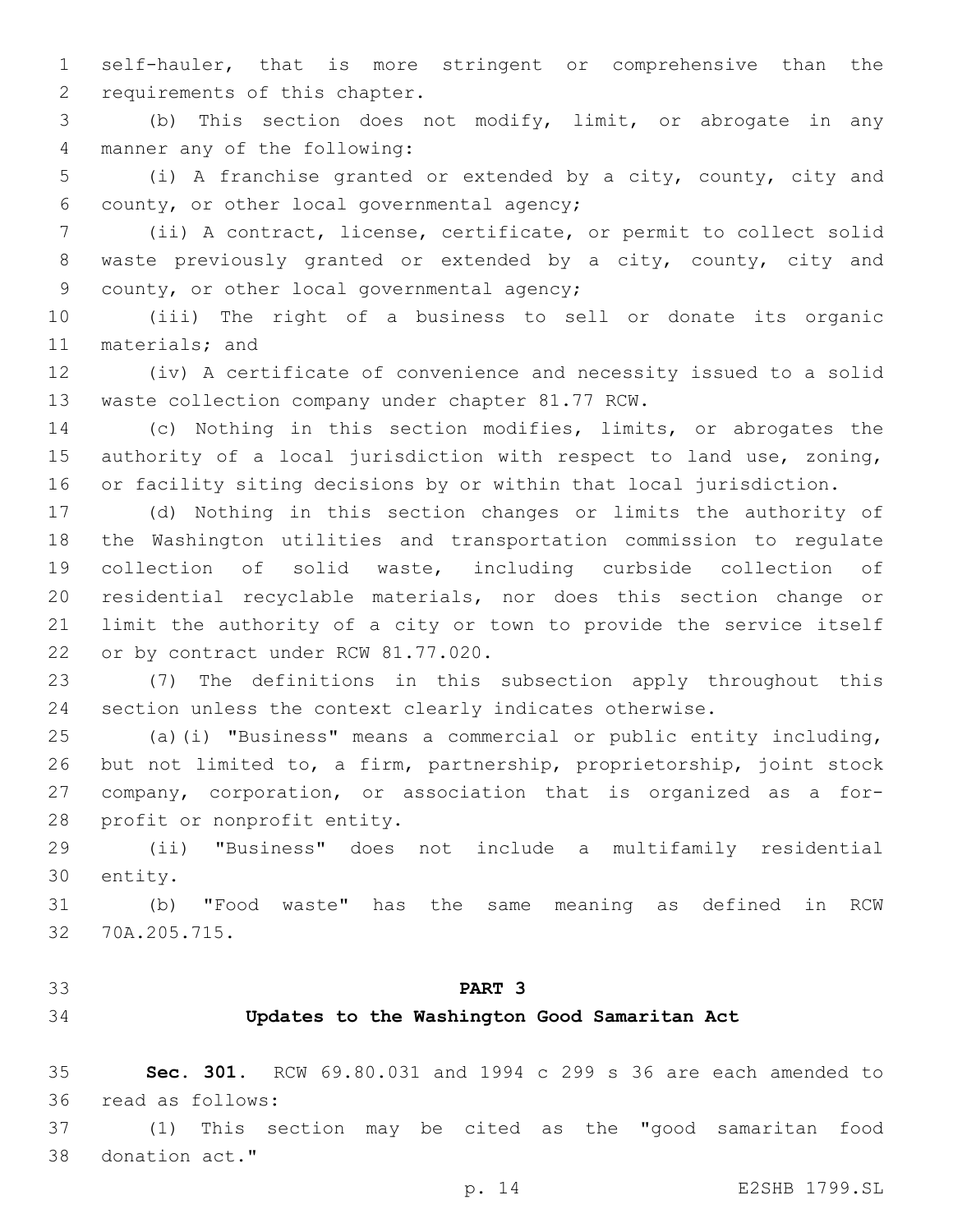self-hauler, that is more stringent or comprehensive than the requirements of this chapter.

(b) This section does not modify, limit, or abrogate in any manner any of the following:

(i) A franchise granted or extended by a city, county, city and county, or other local governmental agency;

(ii) A contract, license, certificate, or permit to collect solid waste previously granted or extended by a city, county, city and county, or other local governmental agency;

(iii) The right of a business to sell or donate its organic materials; and

(iv) A certificate of convenience and necessity issued to a solid waste collection company under chapter 81.77 RCW.

(c) Nothing in this section modifies, limits, or abrogates the authority of a local jurisdiction with respect to land use, zoning, or facility siting decisions by or within that local jurisdiction.

(d) Nothing in this section changes or limits the authority of the Washington utilities and transportation commission to regulate collection of solid waste, including curbside collection of residential recyclable materials, nor does this section change or limit the authority of a city or town to provide the service itself or by contract under RCW 81.77.020.

(7) The definitions in this subsection apply throughout this section unless the context clearly indicates otherwise.

(a)(i) "Business" means a commercial or public entity including, but not limited to, a firm, partnership, proprietorship, joint stock company, corporation, or association that is organized as a for-profit or nonprofit entity.

(ii) "Business" does not include a multifamily residential entity.

(b) "Food waste" has the same meaning as defined in RCW 70A.205.715.

## PART 3

## Updates to the Washington Good Samaritan Act

**Sec. 301.** RCW 69.80.031 and 1994 c 299 s 36 are each amended to read as follows:

(1) This section may be cited as the "good samaritan food donation act."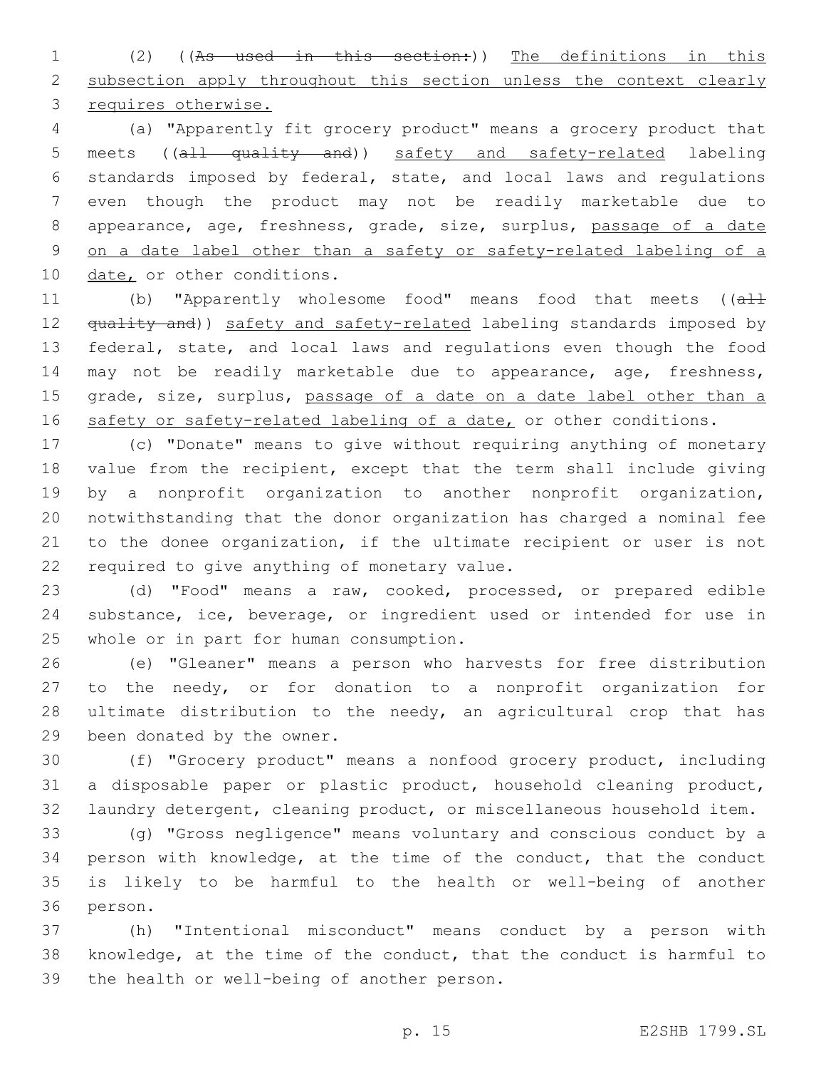(2) ((~~As used in this section:~~)) The definitions in this subsection apply throughout this section unless the context clearly requires otherwise.

(a) "Apparently fit grocery product" means a grocery product that meets ((~~all quality and~~)) safety and safety-related labeling standards imposed by federal, state, and local laws and regulations even though the product may not be readily marketable due to appearance, age, freshness, grade, size, surplus, passage of a date on a date label other than a safety or safety-related labeling of a date, or other conditions.

(b) "Apparently wholesome food" means food that meets ((~~all quality and~~)) safety and safety-related labeling standards imposed by federal, state, and local laws and regulations even though the food may not be readily marketable due to appearance, age, freshness, grade, size, surplus, passage of a date on a date label other than a safety or safety-related labeling of a date, or other conditions.

(c) "Donate" means to give without requiring anything of monetary value from the recipient, except that the term shall include giving by a nonprofit organization to another nonprofit organization, notwithstanding that the donor organization has charged a nominal fee to the donee organization, if the ultimate recipient or user is not required to give anything of monetary value.

(d) "Food" means a raw, cooked, processed, or prepared edible substance, ice, beverage, or ingredient used or intended for use in whole or in part for human consumption.

(e) "Gleaner" means a person who harvests for free distribution to the needy, or for donation to a nonprofit organization for ultimate distribution to the needy, an agricultural crop that has been donated by the owner.

(f) "Grocery product" means a nonfood grocery product, including a disposable paper or plastic product, household cleaning product, laundry detergent, cleaning product, or miscellaneous household item.

(g) "Gross negligence" means voluntary and conscious conduct by a person with knowledge, at the time of the conduct, that the conduct is likely to be harmful to the health or well-being of another person.

(h) "Intentional misconduct" means conduct by a person with knowledge, at the time of the conduct, that the conduct is harmful to the health or well-being of another person.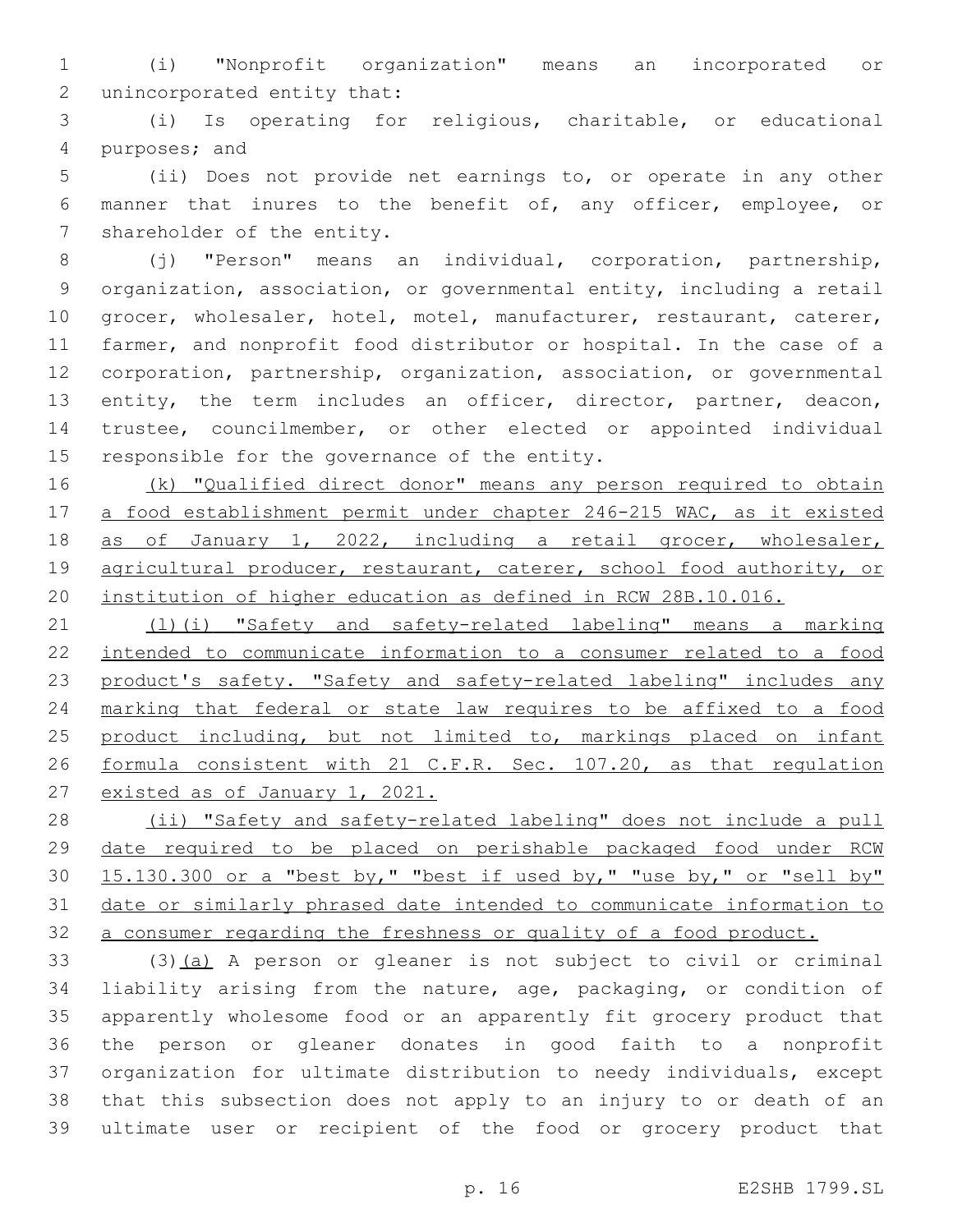(i) "Nonprofit organization" means an incorporated or unincorporated entity that:

(i) Is operating for religious, charitable, or educational purposes; and

(ii) Does not provide net earnings to, or operate in any other manner that inures to the benefit of, any officer, employee, or shareholder of the entity.

(j) "Person" means an individual, corporation, partnership, organization, association, or governmental entity, including a retail grocer, wholesaler, hotel, motel, manufacturer, restaurant, caterer, farmer, and nonprofit food distributor or hospital. In the case of a corporation, partnership, organization, association, or governmental entity, the term includes an officer, director, partner, deacon, trustee, councilmember, or other elected or appointed individual responsible for the governance of the entity.

<u>(k) "Qualified direct donor" means any person required to obtain a food establishment permit under chapter 246-215 WAC, as it existed as of January 1, 2022, including a retail grocer, wholesaler, agricultural producer, restaurant, caterer, school food authority, or institution of higher education as defined in RCW 28B.10.016.</u>

<u>(l)(i) "Safety and safety-related labeling" means a marking intended to communicate information to a consumer related to a food product's safety. "Safety and safety-related labeling" includes any marking that federal or state law requires to be affixed to a food product including, but not limited to, markings placed on infant formula consistent with 21 C.F.R. Sec. 107.20, as that regulation existed as of January 1, 2021.</u>

<u>(ii) "Safety and safety-related labeling" does not include a pull date required to be placed on perishable packaged food under RCW 15.130.300 or a "best by," "best if used by," "use by," or "sell by" date or similarly phrased date intended to communicate information to a consumer regarding the freshness or quality of a food product.</u>

(3)<u>(a)</u> A person or gleaner is not subject to civil or criminal liability arising from the nature, age, packaging, or condition of apparently wholesome food or an apparently fit grocery product that the person or gleaner donates in good faith to a nonprofit organization for ultimate distribution to needy individuals, except that this subsection does not apply to an injury to or death of an ultimate user or recipient of the food or grocery product that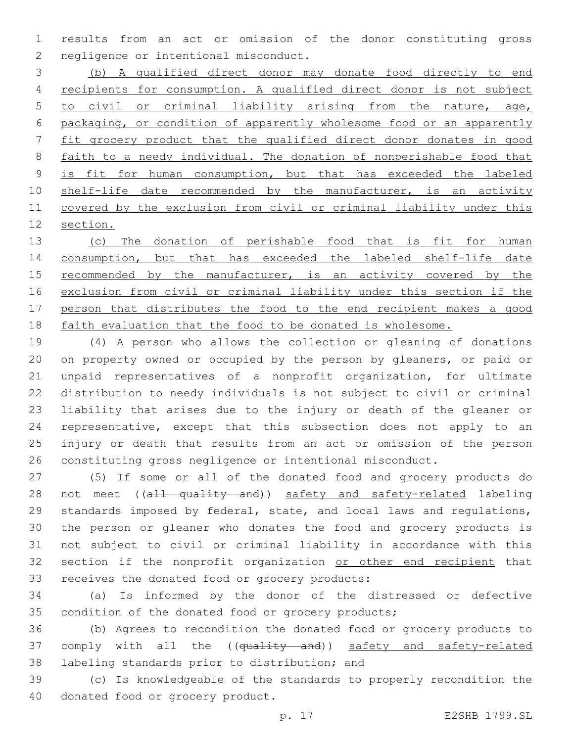results from an act or omission of the donor constituting gross negligence or intentional misconduct.

<u>(b) A qualified direct donor may donate food directly to end recipients for consumption. A qualified direct donor is not subject to civil or criminal liability arising from the nature, age, packaging, or condition of apparently wholesome food or an apparently fit grocery product that the qualified direct donor donates in good faith to a needy individual. The donation of nonperishable food that is fit for human consumption, but that has exceeded the labeled shelf-life date recommended by the manufacturer, is an activity covered by the exclusion from civil or criminal liability under this section.</u>

<u>(c) The donation of perishable food that is fit for human consumption, but that has exceeded the labeled shelf-life date recommended by the manufacturer, is an activity covered by the exclusion from civil or criminal liability under this section if the person that distributes the food to the end recipient makes a good faith evaluation that the food to be donated is wholesome.</u>

(4) A person who allows the collection or gleaning of donations on property owned or occupied by the person by gleaners, or paid or unpaid representatives of a nonprofit organization, for ultimate distribution to needy individuals is not subject to civil or criminal liability that arises due to the injury or death of the gleaner or representative, except that this subsection does not apply to an injury or death that results from an act or omission of the person constituting gross negligence or intentional misconduct.

(5) If some or all of the donated food and grocery products do not meet ((~~all quality and~~)) <u>safety and safety-related</u> labeling standards imposed by federal, state, and local laws and regulations, the person or gleaner who donates the food and grocery products is not subject to civil or criminal liability in accordance with this section if the nonprofit organization <u>or other end recipient</u> that receives the donated food or grocery products:

(a) Is informed by the donor of the distressed or defective condition of the donated food or grocery products;

(b) Agrees to recondition the donated food or grocery products to comply with all the ((~~quality and~~)) <u>safety and safety-related</u> labeling standards prior to distribution; and

(c) Is knowledgeable of the standards to properly recondition the donated food or grocery product.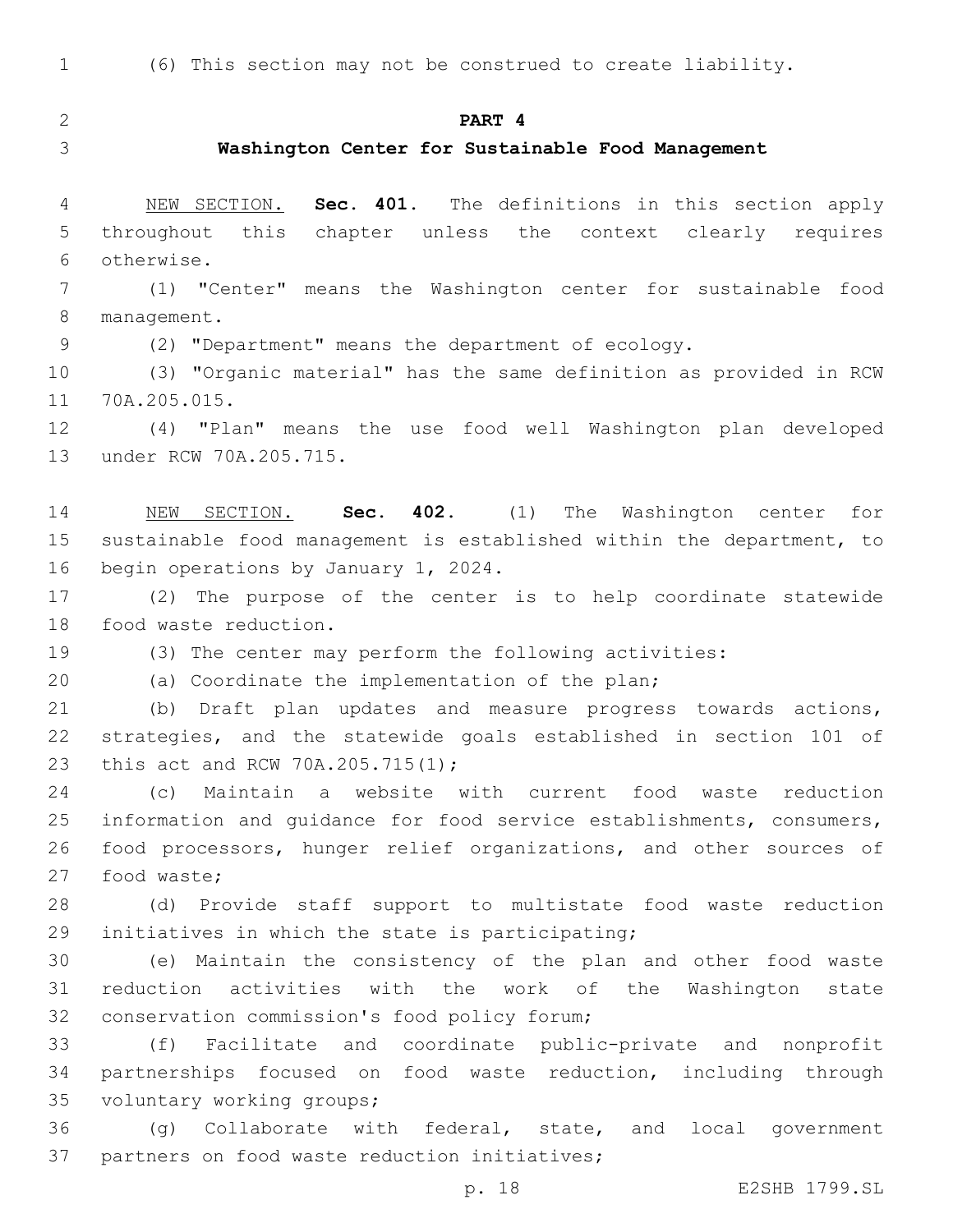(6) This section may not be construed to create liability.

## PART 4

## Washington Center for Sustainable Food Management

NEW SECTION. **Sec. 401.** The definitions in this section apply throughout this chapter unless the context clearly requires otherwise.

(1) "Center" means the Washington center for sustainable food management.

(2) "Department" means the department of ecology.

(3) "Organic material" has the same definition as provided in RCW 70A.205.015.

(4) "Plan" means the use food well Washington plan developed under RCW 70A.205.715.

NEW SECTION. **Sec. 402.** (1) The Washington center for sustainable food management is established within the department, to begin operations by January 1, 2024.

(2) The purpose of the center is to help coordinate statewide food waste reduction.

(3) The center may perform the following activities:

(a) Coordinate the implementation of the plan;

(b) Draft plan updates and measure progress towards actions, strategies, and the statewide goals established in section 101 of this act and RCW 70A.205.715(1);

(c) Maintain a website with current food waste reduction information and guidance for food service establishments, consumers, food processors, hunger relief organizations, and other sources of food waste;

(d) Provide staff support to multistate food waste reduction initiatives in which the state is participating;

(e) Maintain the consistency of the plan and other food waste reduction activities with the work of the Washington state conservation commission's food policy forum;

(f) Facilitate and coordinate public-private and nonprofit partnerships focused on food waste reduction, including through voluntary working groups;

(g) Collaborate with federal, state, and local government partners on food waste reduction initiatives;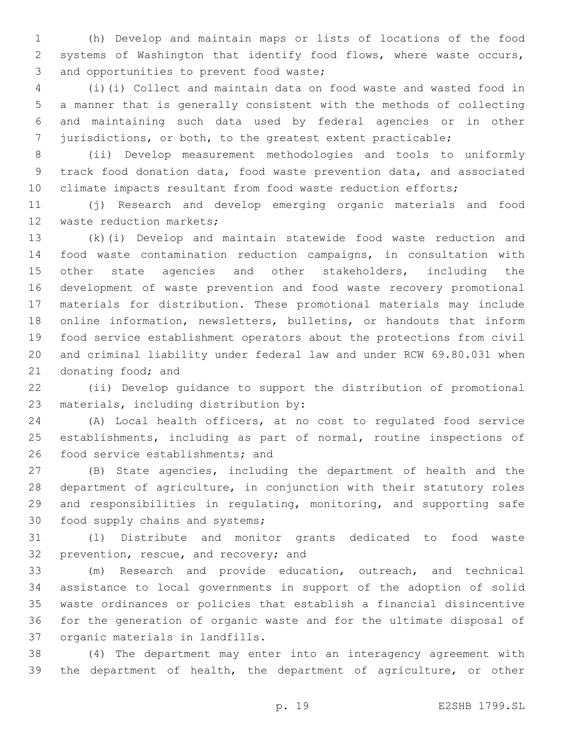(h) Develop and maintain maps or lists of locations of the food systems of Washington that identify food flows, where waste occurs, and opportunities to prevent food waste;

(i)(i) Collect and maintain data on food waste and wasted food in a manner that is generally consistent with the methods of collecting and maintaining such data used by federal agencies or in other jurisdictions, or both, to the greatest extent practicable;

(ii) Develop measurement methodologies and tools to uniformly track food donation data, food waste prevention data, and associated climate impacts resultant from food waste reduction efforts;

(j) Research and develop emerging organic materials and food waste reduction markets;

(k)(i) Develop and maintain statewide food waste reduction and food waste contamination reduction campaigns, in consultation with other state agencies and other stakeholders, including the development of waste prevention and food waste recovery promotional materials for distribution. These promotional materials may include online information, newsletters, bulletins, or handouts that inform food service establishment operators about the protections from civil and criminal liability under federal law and under RCW 69.80.031 when donating food; and

(ii) Develop guidance to support the distribution of promotional materials, including distribution by:

(A) Local health officers, at no cost to regulated food service establishments, including as part of normal, routine inspections of food service establishments; and

(B) State agencies, including the department of health and the department of agriculture, in conjunction with their statutory roles and responsibilities in regulating, monitoring, and supporting safe food supply chains and systems;

(l) Distribute and monitor grants dedicated to food waste prevention, rescue, and recovery; and

(m) Research and provide education, outreach, and technical assistance to local governments in support of the adoption of solid waste ordinances or policies that establish a financial disincentive for the generation of organic waste and for the ultimate disposal of organic materials in landfills.

(4) The department may enter into an interagency agreement with the department of health, the department of agriculture, or other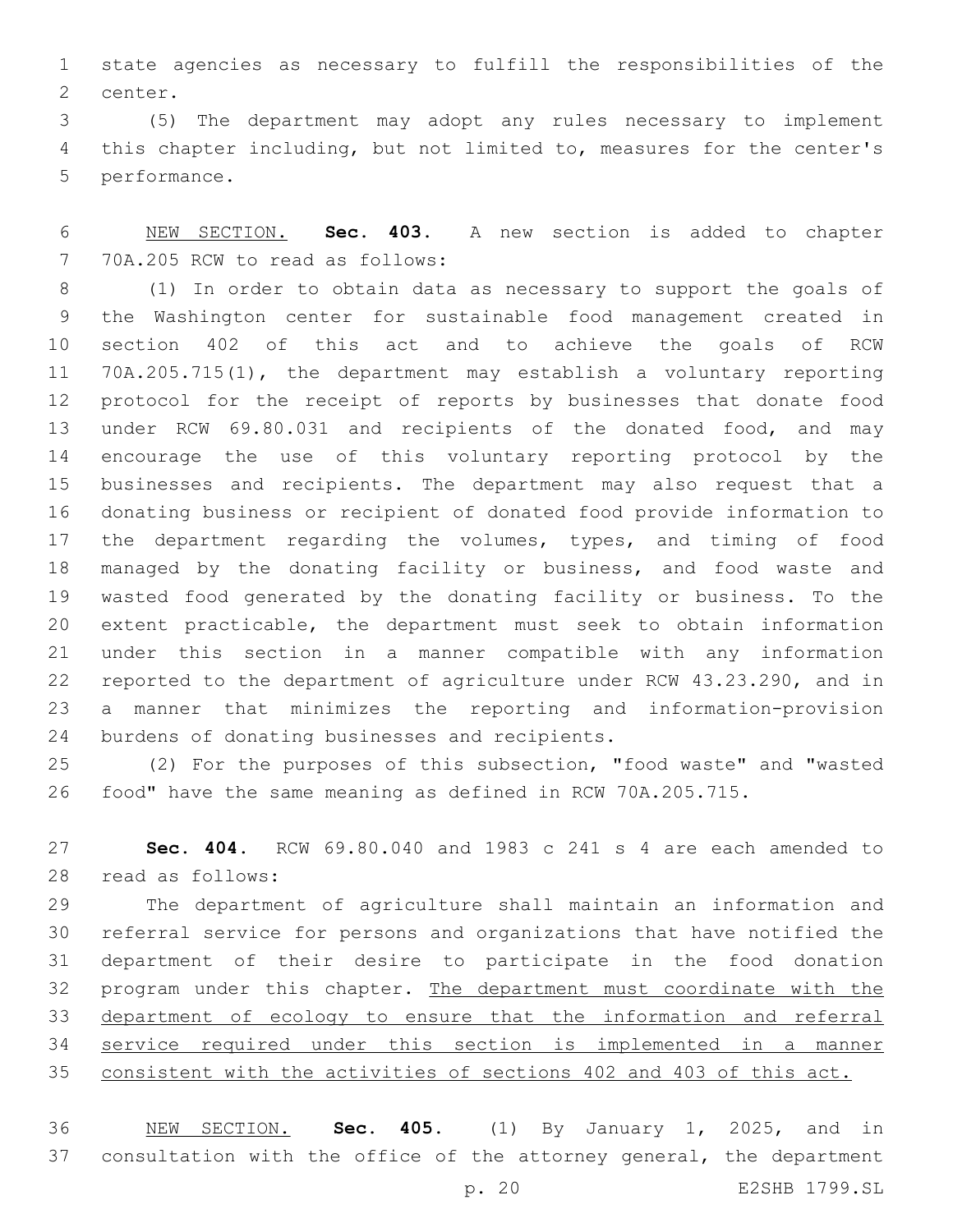state agencies as necessary to fulfill the responsibilities of the center.

(5) The department may adopt any rules necessary to implement this chapter including, but not limited to, measures for the center's performance.

NEW SECTION. **Sec. 403.** A new section is added to chapter 70A.205 RCW to read as follows:

(1) In order to obtain data as necessary to support the goals of the Washington center for sustainable food management created in section 402 of this act and to achieve the goals of RCW 70A.205.715(1), the department may establish a voluntary reporting protocol for the receipt of reports by businesses that donate food under RCW 69.80.031 and recipients of the donated food, and may encourage the use of this voluntary reporting protocol by the businesses and recipients. The department may also request that a donating business or recipient of donated food provide information to the department regarding the volumes, types, and timing of food managed by the donating facility or business, and food waste and wasted food generated by the donating facility or business. To the extent practicable, the department must seek to obtain information under this section in a manner compatible with any information reported to the department of agriculture under RCW 43.23.290, and in a manner that minimizes the reporting and information-provision burdens of donating businesses and recipients.

(2) For the purposes of this subsection, "food waste" and "wasted food" have the same meaning as defined in RCW 70A.205.715.

**Sec. 404.** RCW 69.80.040 and 1983 c 241 s 4 are each amended to read as follows:

The department of agriculture shall maintain an information and referral service for persons and organizations that have notified the department of their desire to participate in the food donation program under this chapter. The department must coordinate with the department of ecology to ensure that the information and referral service required under this section is implemented in a manner consistent with the activities of sections 402 and 403 of this act.

NEW SECTION. **Sec. 405.** (1) By January 1, 2025, and in consultation with the office of the attorney general, the department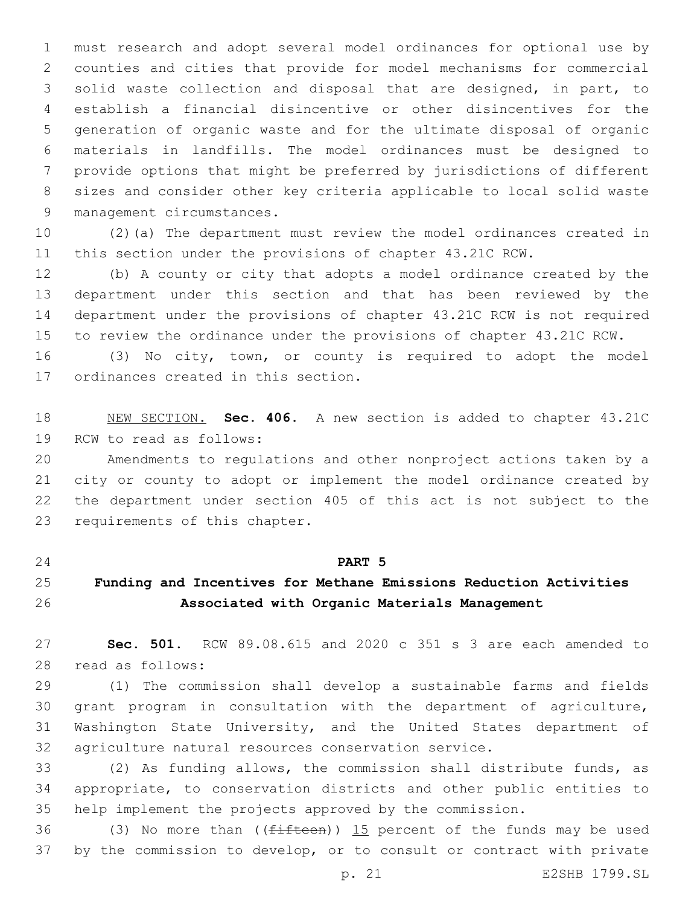must research and adopt several model ordinances for optional use by counties and cities that provide for model mechanisms for commercial solid waste collection and disposal that are designed, in part, to establish a financial disincentive or other disincentives for the generation of organic waste and for the ultimate disposal of organic materials in landfills. The model ordinances must be designed to provide options that might be preferred by jurisdictions of different sizes and consider other key criteria applicable to local solid waste management circumstances.

(2)(a) The department must review the model ordinances created in this section under the provisions of chapter 43.21C RCW.

(b) A county or city that adopts a model ordinance created by the department under this section and that has been reviewed by the department under the provisions of chapter 43.21C RCW is not required to review the ordinance under the provisions of chapter 43.21C RCW.

(3) No city, town, or county is required to adopt the model ordinances created in this section.

NEW SECTION. **Sec. 406.** A new section is added to chapter 43.21C RCW to read as follows:

Amendments to regulations and other nonproject actions taken by a city or county to adopt or implement the model ordinance created by the department under section 405 of this act is not subject to the requirements of this chapter.

## PART 5

## Funding and Incentives for Methane Emissions Reduction Activities Associated with Organic Materials Management

**Sec. 501.** RCW 89.08.615 and 2020 c 351 s 3 are each amended to read as follows:

(1) The commission shall develop a sustainable farms and fields grant program in consultation with the department of agriculture, Washington State University, and the United States department of agriculture natural resources conservation service.

(2) As funding allows, the commission shall distribute funds, as appropriate, to conservation districts and other public entities to help implement the projects approved by the commission.

(3) No more than ((~~fifteen~~)) 15 percent of the funds may be used by the commission to develop, or to consult or contract with private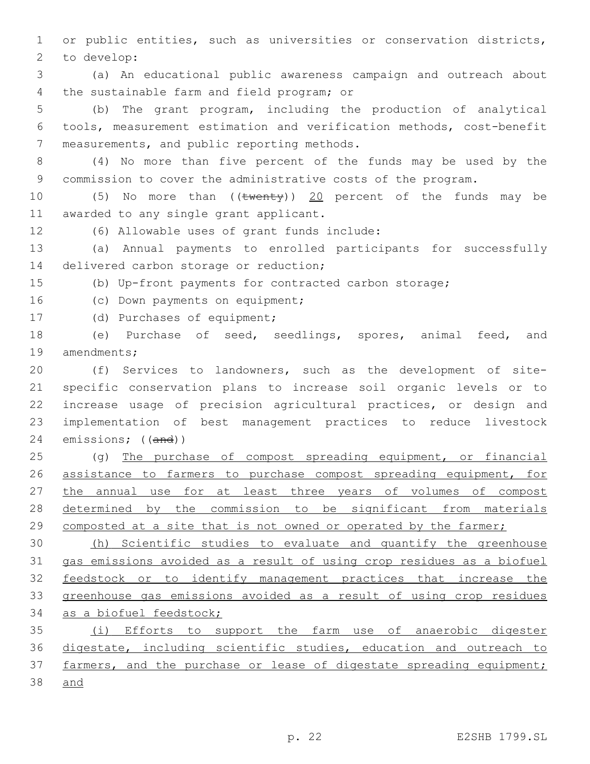or public entities, such as universities or conservation districts, to develop:

(a) An educational public awareness campaign and outreach about the sustainable farm and field program; or

(b) The grant program, including the production of analytical tools, measurement estimation and verification methods, cost-benefit measurements, and public reporting methods.

(4) No more than five percent of the funds may be used by the commission to cover the administrative costs of the program.

(5) No more than ((~~twenty~~)) <u>20</u> percent of the funds may be awarded to any single grant applicant.

(6) Allowable uses of grant funds include:

(a) Annual payments to enrolled participants for successfully delivered carbon storage or reduction;

(b) Up-front payments for contracted carbon storage;

(c) Down payments on equipment;

(d) Purchases of equipment;

(e) Purchase of seed, seedlings, spores, animal feed, and amendments;

(f) Services to landowners, such as the development of site-specific conservation plans to increase soil organic levels or to increase usage of precision agricultural practices, or design and implementation of best management practices to reduce livestock emissions; ((~~and~~))

(g) <u>The purchase of compost spreading equipment, or financial assistance to farmers to purchase compost spreading equipment, for the annual use for at least three years of volumes of compost determined by the commission to be significant from materials composted at a site that is not owned or operated by the farmer;</u>

<u>(h) Scientific studies to evaluate and quantify the greenhouse gas emissions avoided as a result of using crop residues as a biofuel feedstock or to identify management practices that increase the greenhouse gas emissions avoided as a result of using crop residues as a biofuel feedstock;</u>

<u>(i) Efforts to support the farm use of anaerobic digester digestate, including scientific studies, education and outreach to farmers, and the purchase or lease of digestate spreading equipment; and</u>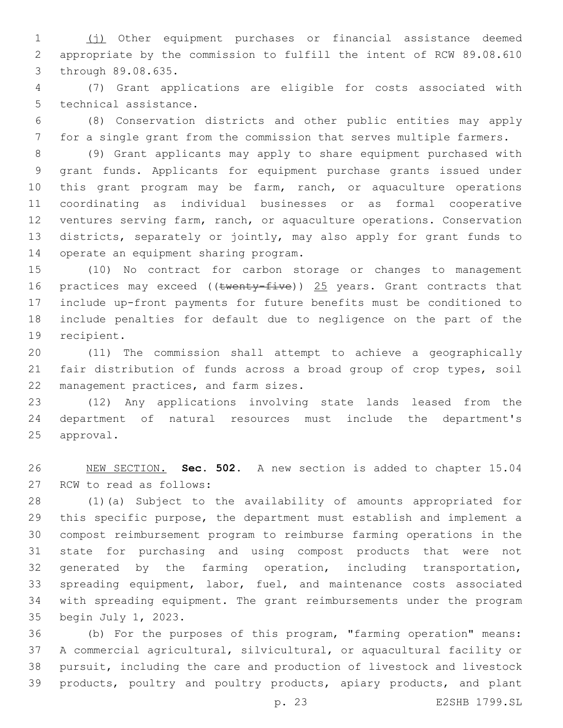(j) Other equipment purchases or financial assistance deemed appropriate by the commission to fulfill the intent of RCW 89.08.610 through 89.08.635.

(7) Grant applications are eligible for costs associated with technical assistance.

(8) Conservation districts and other public entities may apply for a single grant from the commission that serves multiple farmers.

(9) Grant applicants may apply to share equipment purchased with grant funds. Applicants for equipment purchase grants issued under this grant program may be farm, ranch, or aquaculture operations coordinating as individual businesses or as formal cooperative ventures serving farm, ranch, or aquaculture operations. Conservation districts, separately or jointly, may also apply for grant funds to operate an equipment sharing program.

(10) No contract for carbon storage or changes to management practices may exceed ((~~twenty-five~~)) 25 years. Grant contracts that include up-front payments for future benefits must be conditioned to include penalties for default due to negligence on the part of the recipient.

(11) The commission shall attempt to achieve a geographically fair distribution of funds across a broad group of crop types, soil management practices, and farm sizes.

(12) Any applications involving state lands leased from the department of natural resources must include the department's approval.

NEW SECTION. **Sec. 502.** A new section is added to chapter 15.04 RCW to read as follows:

(1)(a) Subject to the availability of amounts appropriated for this specific purpose, the department must establish and implement a compost reimbursement program to reimburse farming operations in the state for purchasing and using compost products that were not generated by the farming operation, including transportation, spreading equipment, labor, fuel, and maintenance costs associated with spreading equipment. The grant reimbursements under the program begin July 1, 2023.

(b) For the purposes of this program, "farming operation" means: A commercial agricultural, silvicultural, or aquacultural facility or pursuit, including the care and production of livestock and livestock products, poultry and poultry products, apiary products, and plant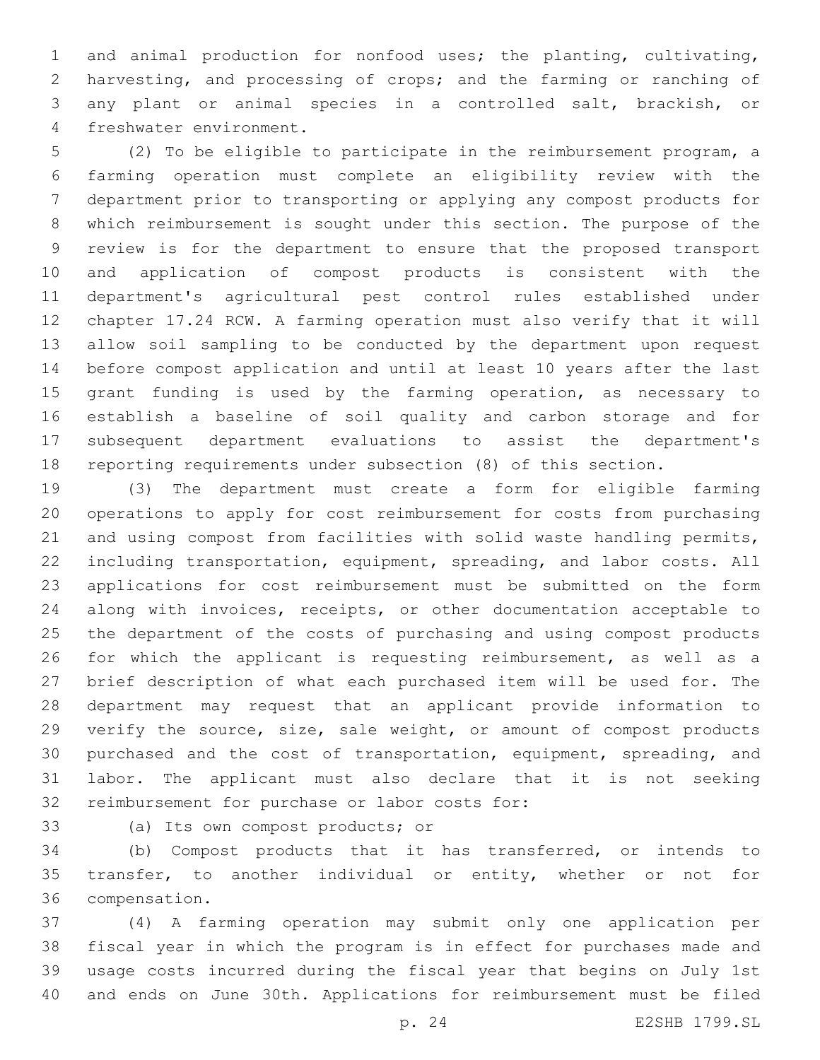and animal production for nonfood uses; the planting, cultivating, harvesting, and processing of crops; and the farming or ranching of any plant or animal species in a controlled salt, brackish, or freshwater environment.

(2) To be eligible to participate in the reimbursement program, a farming operation must complete an eligibility review with the department prior to transporting or applying any compost products for which reimbursement is sought under this section. The purpose of the review is for the department to ensure that the proposed transport and application of compost products is consistent with the department's agricultural pest control rules established under chapter 17.24 RCW. A farming operation must also verify that it will allow soil sampling to be conducted by the department upon request before compost application and until at least 10 years after the last grant funding is used by the farming operation, as necessary to establish a baseline of soil quality and carbon storage and for subsequent department evaluations to assist the department's reporting requirements under subsection (8) of this section.

(3) The department must create a form for eligible farming operations to apply for cost reimbursement for costs from purchasing and using compost from facilities with solid waste handling permits, including transportation, equipment, spreading, and labor costs. All applications for cost reimbursement must be submitted on the form along with invoices, receipts, or other documentation acceptable to the department of the costs of purchasing and using compost products for which the applicant is requesting reimbursement, as well as a brief description of what each purchased item will be used for. The department may request that an applicant provide information to verify the source, size, sale weight, or amount of compost products purchased and the cost of transportation, equipment, spreading, and labor. The applicant must also declare that it is not seeking reimbursement for purchase or labor costs for:

(a) Its own compost products; or

(b) Compost products that it has transferred, or intends to transfer, to another individual or entity, whether or not for compensation.

(4) A farming operation may submit only one application per fiscal year in which the program is in effect for purchases made and usage costs incurred during the fiscal year that begins on July 1st and ends on June 30th. Applications for reimbursement must be filed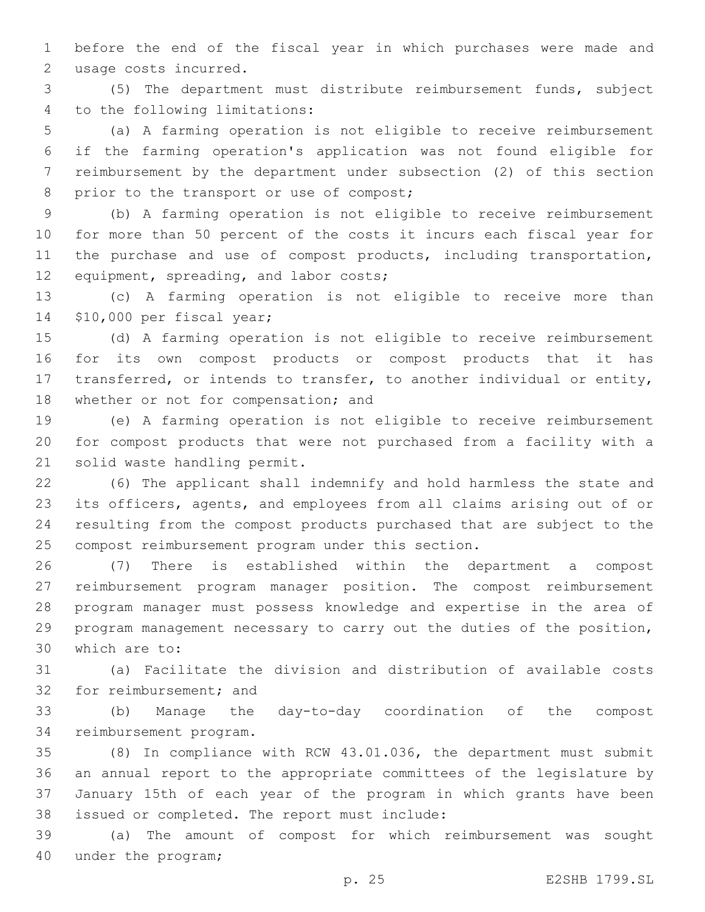before the end of the fiscal year in which purchases were made and usage costs incurred.

(5) The department must distribute reimbursement funds, subject to the following limitations:

(a) A farming operation is not eligible to receive reimbursement if the farming operation's application was not found eligible for reimbursement by the department under subsection (2) of this section prior to the transport or use of compost;

(b) A farming operation is not eligible to receive reimbursement for more than 50 percent of the costs it incurs each fiscal year for the purchase and use of compost products, including transportation, equipment, spreading, and labor costs;

(c) A farming operation is not eligible to receive more than $10,000 per fiscal year;

(d) A farming operation is not eligible to receive reimbursement for its own compost products or compost products that it has transferred, or intends to transfer, to another individual or entity, whether or not for compensation; and

(e) A farming operation is not eligible to receive reimbursement for compost products that were not purchased from a facility with a solid waste handling permit.

(6) The applicant shall indemnify and hold harmless the state and its officers, agents, and employees from all claims arising out of or resulting from the compost products purchased that are subject to the compost reimbursement program under this section.

(7) There is established within the department a compost reimbursement program manager position. The compost reimbursement program manager must possess knowledge and expertise in the area of program management necessary to carry out the duties of the position, which are to:

(a) Facilitate the division and distribution of available costs for reimbursement; and

(b) Manage the day-to-day coordination of the compost reimbursement program.

(8) In compliance with RCW 43.01.036, the department must submit an annual report to the appropriate committees of the legislature by January 15th of each year of the program in which grants have been issued or completed. The report must include:

(a) The amount of compost for which reimbursement was sought under the program;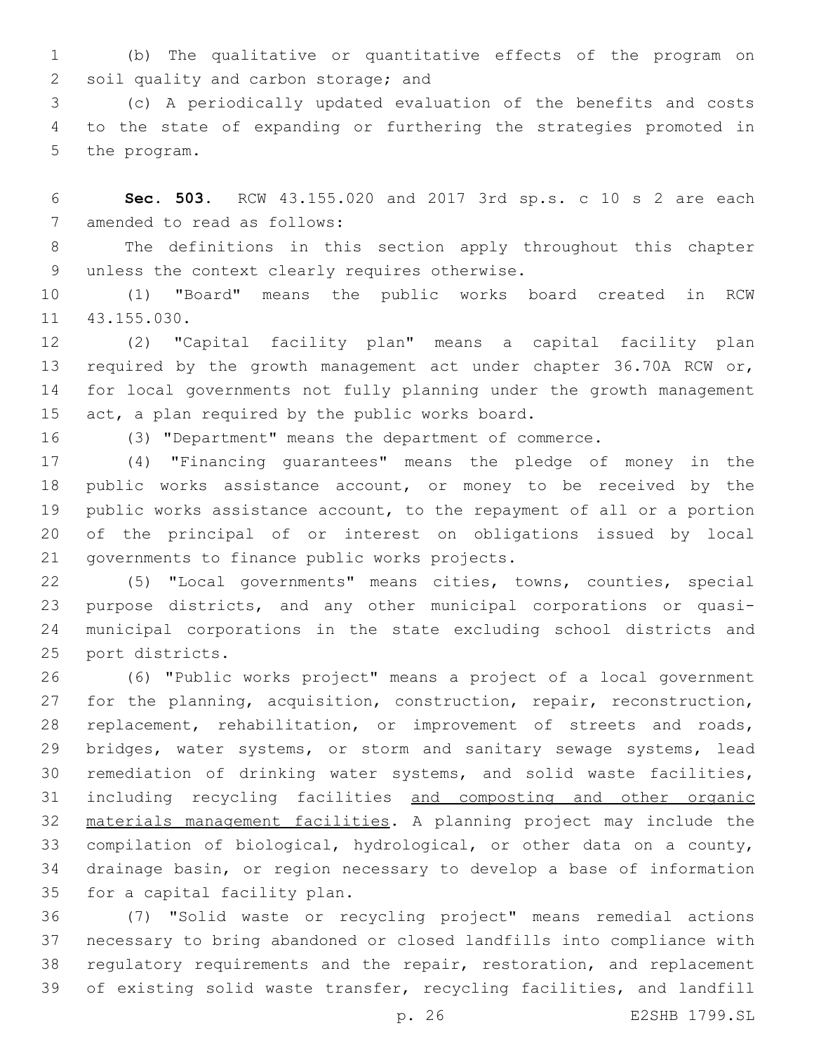(b) The qualitative or quantitative effects of the program on soil quality and carbon storage; and

(c) A periodically updated evaluation of the benefits and costs to the state of expanding or furthering the strategies promoted in the program.

**Sec. 503.** RCW 43.155.020 and 2017 3rd sp.s. c 10 s 2 are each amended to read as follows:

The definitions in this section apply throughout this chapter unless the context clearly requires otherwise.

(1) "Board" means the public works board created in RCW 43.155.030.

(2) "Capital facility plan" means a capital facility plan required by the growth management act under chapter 36.70A RCW or, for local governments not fully planning under the growth management act, a plan required by the public works board.

(3) "Department" means the department of commerce.

(4) "Financing guarantees" means the pledge of money in the public works assistance account, or money to be received by the public works assistance account, to the repayment of all or a portion of the principal of or interest on obligations issued by local governments to finance public works projects.

(5) "Local governments" means cities, towns, counties, special purpose districts, and any other municipal corporations or quasi-municipal corporations in the state excluding school districts and port districts.

(6) "Public works project" means a project of a local government for the planning, acquisition, construction, repair, reconstruction, replacement, rehabilitation, or improvement of streets and roads, bridges, water systems, or storm and sanitary sewage systems, lead remediation of drinking water systems, and solid waste facilities, including recycling facilities <u>and composting and other organic materials management facilities</u>. A planning project may include the compilation of biological, hydrological, or other data on a county, drainage basin, or region necessary to develop a base of information for a capital facility plan.

(7) "Solid waste or recycling project" means remedial actions necessary to bring abandoned or closed landfills into compliance with regulatory requirements and the repair, restoration, and replacement of existing solid waste transfer, recycling facilities, and landfill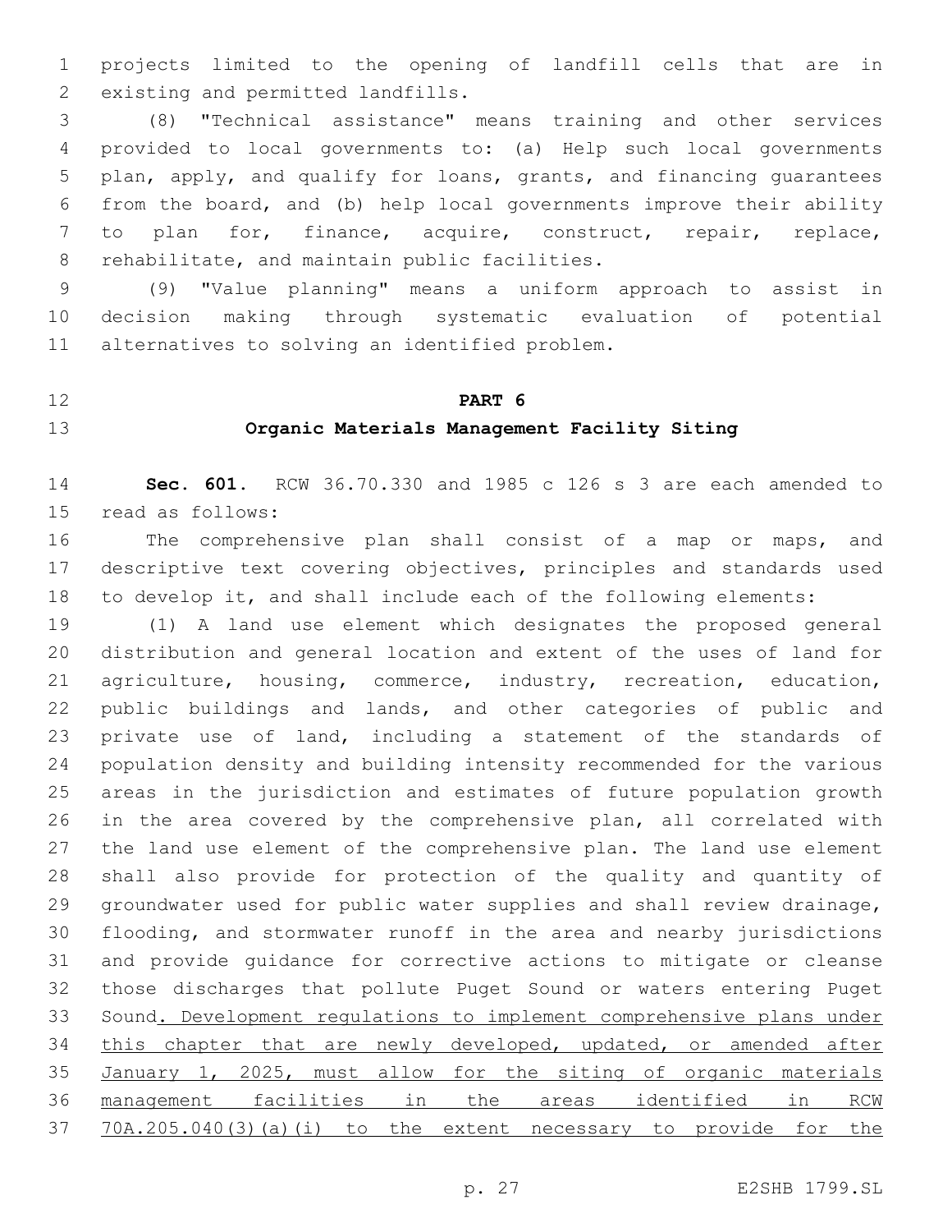projects limited to the opening of landfill cells that are in existing and permitted landfills.

(8) "Technical assistance" means training and other services provided to local governments to: (a) Help such local governments plan, apply, and qualify for loans, grants, and financing guarantees from the board, and (b) help local governments improve their ability to plan for, finance, acquire, construct, repair, replace, rehabilitate, and maintain public facilities.

(9) "Value planning" means a uniform approach to assist in decision making through systematic evaluation of potential alternatives to solving an identified problem.

## PART 6

## Organic Materials Management Facility Siting

**Sec. 601.** RCW 36.70.330 and 1985 c 126 s 3 are each amended to read as follows:

The comprehensive plan shall consist of a map or maps, and descriptive text covering objectives, principles and standards used to develop it, and shall include each of the following elements:

(1) A land use element which designates the proposed general distribution and general location and extent of the uses of land for agriculture, housing, commerce, industry, recreation, education, public buildings and lands, and other categories of public and private use of land, including a statement of the standards of population density and building intensity recommended for the various areas in the jurisdiction and estimates of future population growth in the area covered by the comprehensive plan, all correlated with the land use element of the comprehensive plan. The land use element shall also provide for protection of the quality and quantity of groundwater used for public water supplies and shall review drainage, flooding, and stormwater runoff in the area and nearby jurisdictions and provide guidance for corrective actions to mitigate or cleanse those discharges that pollute Puget Sound or waters entering Puget Sound. Development regulations to implement comprehensive plans under this chapter that are newly developed, updated, or amended after January 1, 2025, must allow for the siting of organic materials management facilities in the areas identified in RCW 70A.205.040(3)(a)(i) to the extent necessary to provide for the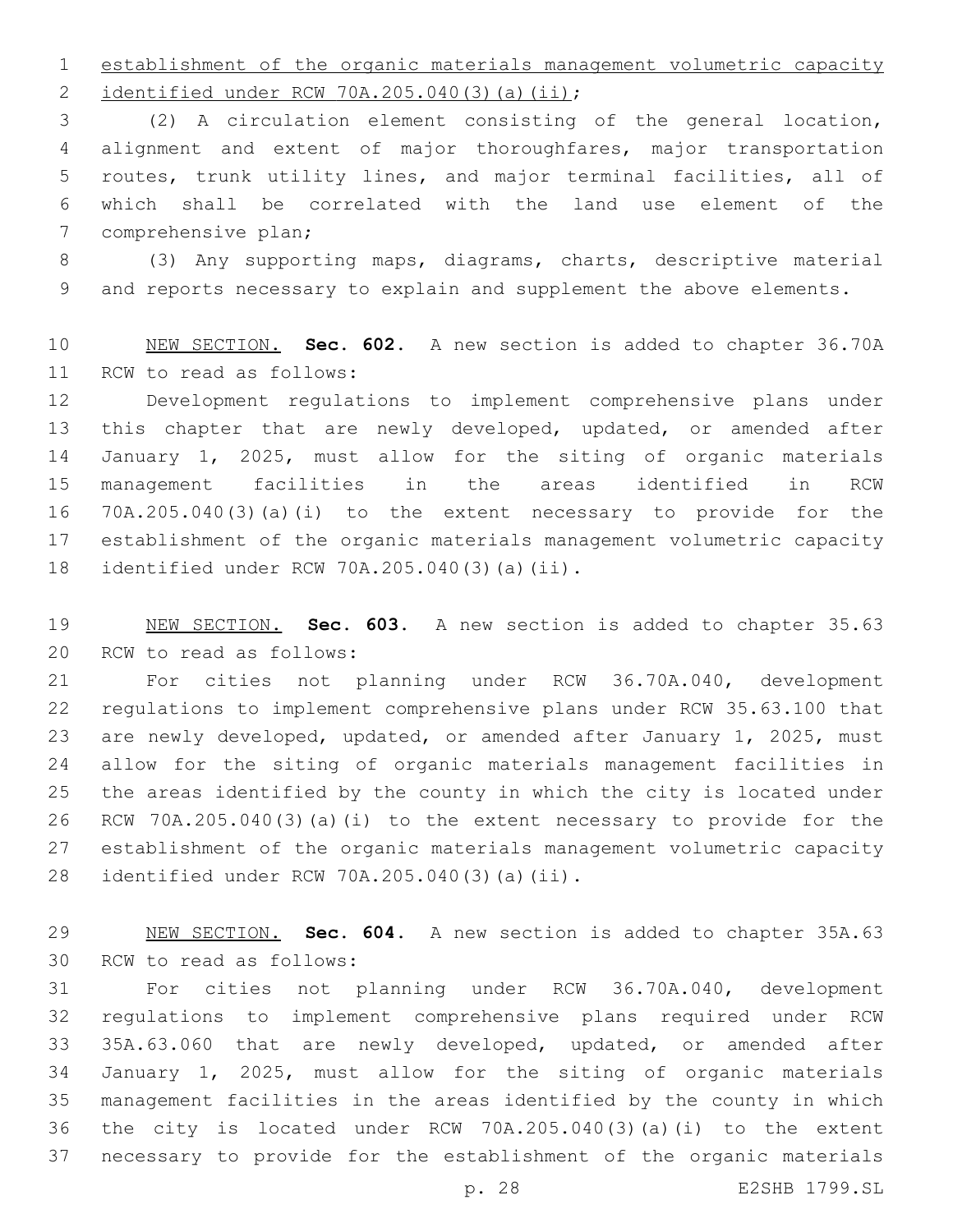establishment of the organic materials management volumetric capacity identified under RCW 70A.205.040(3)(a)(ii);

(2) A circulation element consisting of the general location, alignment and extent of major thoroughfares, major transportation routes, trunk utility lines, and major terminal facilities, all of which shall be correlated with the land use element of the comprehensive plan;

(3) Any supporting maps, diagrams, charts, descriptive material and reports necessary to explain and supplement the above elements.

NEW SECTION. **Sec. 602.** A new section is added to chapter 36.70A RCW to read as follows:

Development regulations to implement comprehensive plans under this chapter that are newly developed, updated, or amended after January 1, 2025, must allow for the siting of organic materials management facilities in the areas identified in RCW 70A.205.040(3)(a)(i) to the extent necessary to provide for the establishment of the organic materials management volumetric capacity identified under RCW 70A.205.040(3)(a)(ii).

NEW SECTION. **Sec. 603.** A new section is added to chapter 35.63 RCW to read as follows:

For cities not planning under RCW 36.70A.040, development regulations to implement comprehensive plans under RCW 35.63.100 that are newly developed, updated, or amended after January 1, 2025, must allow for the siting of organic materials management facilities in the areas identified by the county in which the city is located under RCW 70A.205.040(3)(a)(i) to the extent necessary to provide for the establishment of the organic materials management volumetric capacity identified under RCW 70A.205.040(3)(a)(ii).

NEW SECTION. **Sec. 604.** A new section is added to chapter 35A.63 RCW to read as follows:

For cities not planning under RCW 36.70A.040, development regulations to implement comprehensive plans required under RCW 35A.63.060 that are newly developed, updated, or amended after January 1, 2025, must allow for the siting of organic materials management facilities in the areas identified by the county in which the city is located under RCW 70A.205.040(3)(a)(i) to the extent necessary to provide for the establishment of the organic materials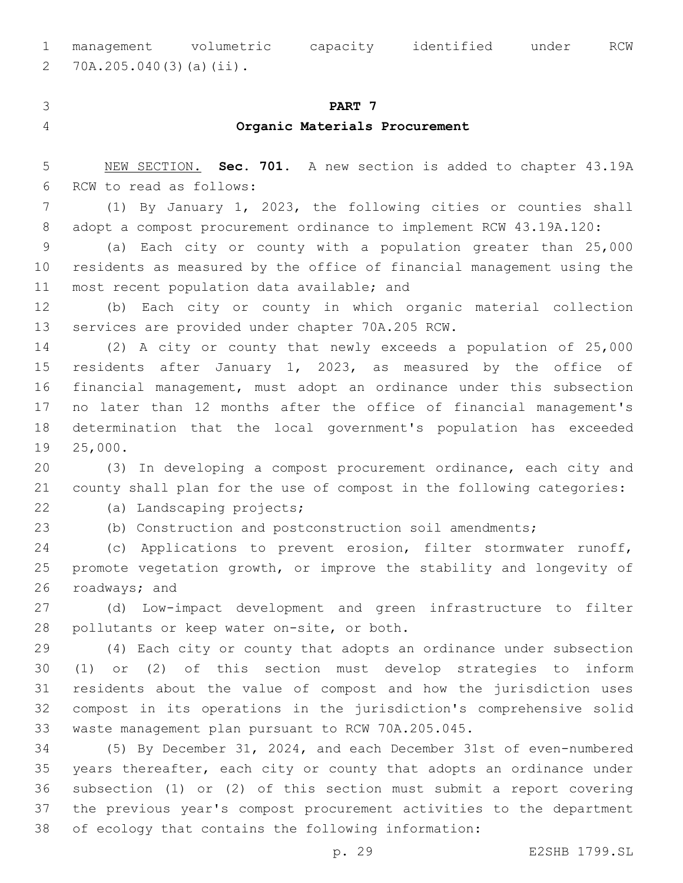management volumetric capacity identified under RCW 70A.205.040(3)(a)(ii).

**PART 7**

**Organic Materials Procurement**

NEW SECTION. **Sec. 701.** A new section is added to chapter 43.19A RCW to read as follows:

(1) By January 1, 2023, the following cities or counties shall adopt a compost procurement ordinance to implement RCW 43.19A.120:

(a) Each city or county with a population greater than 25,000 residents as measured by the office of financial management using the most recent population data available; and

(b) Each city or county in which organic material collection services are provided under chapter 70A.205 RCW.

(2) A city or county that newly exceeds a population of 25,000 residents after January 1, 2023, as measured by the office of financial management, must adopt an ordinance under this subsection no later than 12 months after the office of financial management's determination that the local government's population has exceeded 25,000.

(3) In developing a compost procurement ordinance, each city and county shall plan for the use of compost in the following categories:

(a) Landscaping projects;

(b) Construction and postconstruction soil amendments;

(c) Applications to prevent erosion, filter stormwater runoff, promote vegetation growth, or improve the stability and longevity of roadways; and

(d) Low-impact development and green infrastructure to filter pollutants or keep water on-site, or both.

(4) Each city or county that adopts an ordinance under subsection (1) or (2) of this section must develop strategies to inform residents about the value of compost and how the jurisdiction uses compost in its operations in the jurisdiction's comprehensive solid waste management plan pursuant to RCW 70A.205.045.

(5) By December 31, 2024, and each December 31st of even-numbered years thereafter, each city or county that adopts an ordinance under subsection (1) or (2) of this section must submit a report covering the previous year's compost procurement activities to the department of ecology that contains the following information: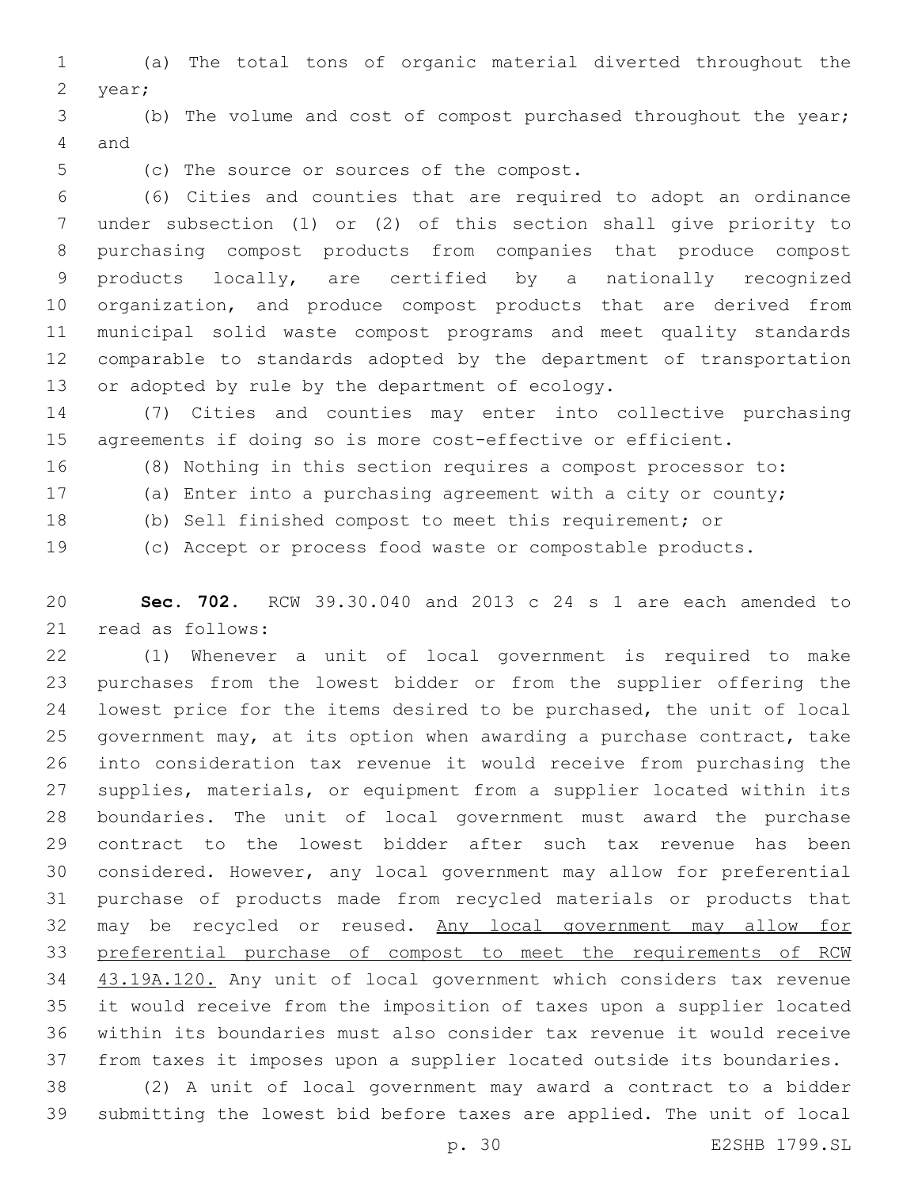(a) The total tons of organic material diverted throughout the year;

(b) The volume and cost of compost purchased throughout the year; and

(c) The source or sources of the compost.

(6) Cities and counties that are required to adopt an ordinance under subsection (1) or (2) of this section shall give priority to purchasing compost products from companies that produce compost products locally, are certified by a nationally recognized organization, and produce compost products that are derived from municipal solid waste compost programs and meet quality standards comparable to standards adopted by the department of transportation or adopted by rule by the department of ecology.

(7) Cities and counties may enter into collective purchasing agreements if doing so is more cost-effective or efficient.

(8) Nothing in this section requires a compost processor to:

(a) Enter into a purchasing agreement with a city or county;

(b) Sell finished compost to meet this requirement; or

(c) Accept or process food waste or compostable products.

**Sec. 702.** RCW 39.30.040 and 2013 c 24 s 1 are each amended to read as follows:

(1) Whenever a unit of local government is required to make purchases from the lowest bidder or from the supplier offering the lowest price for the items desired to be purchased, the unit of local government may, at its option when awarding a purchase contract, take into consideration tax revenue it would receive from purchasing the supplies, materials, or equipment from a supplier located within its boundaries. The unit of local government must award the purchase contract to the lowest bidder after such tax revenue has been considered. However, any local government may allow for preferential purchase of products made from recycled materials or products that may be recycled or reused. <u>Any local government may allow for preferential purchase of compost to meet the requirements of RCW 43.19A.120.</u> Any unit of local government which considers tax revenue it would receive from the imposition of taxes upon a supplier located within its boundaries must also consider tax revenue it would receive from taxes it imposes upon a supplier located outside its boundaries.

(2) A unit of local government may award a contract to a bidder submitting the lowest bid before taxes are applied. The unit of local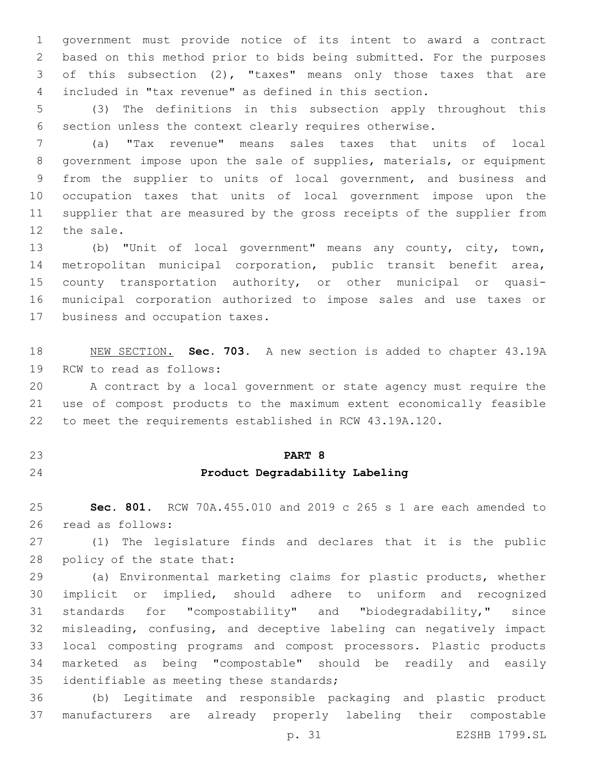government must provide notice of its intent to award a contract based on this method prior to bids being submitted. For the purposes of this subsection (2), "taxes" means only those taxes that are included in "tax revenue" as defined in this section.

(3) The definitions in this subsection apply throughout this section unless the context clearly requires otherwise.

(a) "Tax revenue" means sales taxes that units of local government impose upon the sale of supplies, materials, or equipment from the supplier to units of local government, and business and occupation taxes that units of local government impose upon the supplier that are measured by the gross receipts of the supplier from the sale.

(b) "Unit of local government" means any county, city, town, metropolitan municipal corporation, public transit benefit area, county transportation authority, or other municipal or quasi-municipal corporation authorized to impose sales and use taxes or business and occupation taxes.

NEW SECTION. **Sec. 703.** A new section is added to chapter 43.19A RCW to read as follows:

A contract by a local government or state agency must require the use of compost products to the maximum extent economically feasible to meet the requirements established in RCW 43.19A.120.

## PART 8
## Product Degradability Labeling

**Sec. 801.** RCW 70A.455.010 and 2019 c 265 s 1 are each amended to read as follows:

(1) The legislature finds and declares that it is the public policy of the state that:

(a) Environmental marketing claims for plastic products, whether implicit or implied, should adhere to uniform and recognized standards for "compostability" and "biodegradability," since misleading, confusing, and deceptive labeling can negatively impact local composting programs and compost processors. Plastic products marketed as being "compostable" should be readily and easily identifiable as meeting these standards;

(b) Legitimate and responsible packaging and plastic product manufacturers are already properly labeling their compostable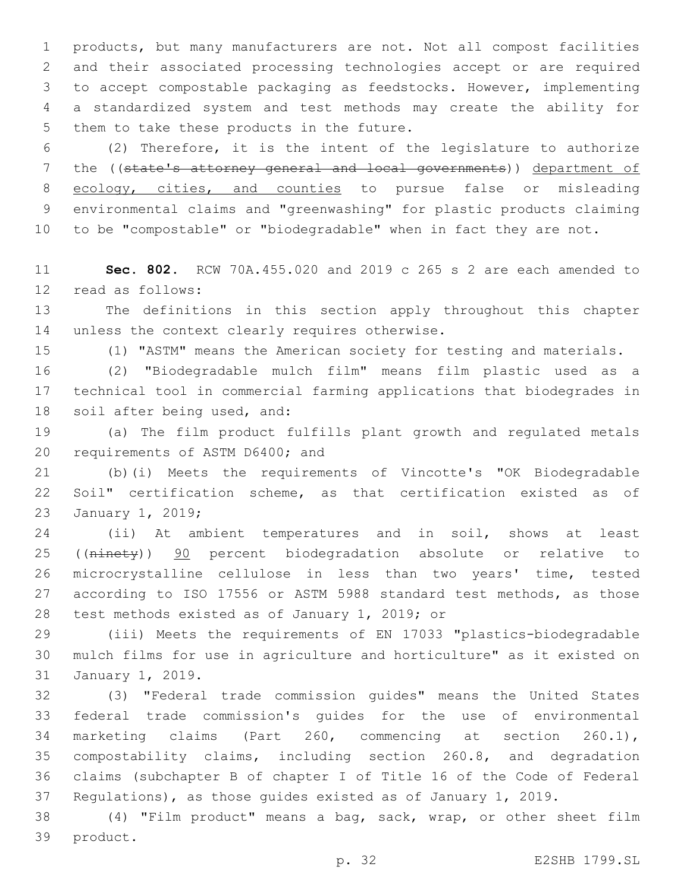products, but many manufacturers are not. Not all compost facilities and their associated processing technologies accept or are required to accept compostable packaging as feedstocks. However, implementing a standardized system and test methods may create the ability for them to take these products in the future.

(2) Therefore, it is the intent of the legislature to authorize the ((~~state's attorney general and local governments~~)) <u>department of ecology, cities, and counties</u> to pursue false or misleading environmental claims and "greenwashing" for plastic products claiming to be "compostable" or "biodegradable" when in fact they are not.

**Sec. 802.** RCW 70A.455.020 and 2019 c 265 s 2 are each amended to read as follows:

The definitions in this section apply throughout this chapter unless the context clearly requires otherwise.

(1) "ASTM" means the American society for testing and materials.

(2) "Biodegradable mulch film" means film plastic used as a technical tool in commercial farming applications that biodegrades in soil after being used, and:

(a) The film product fulfills plant growth and regulated metals requirements of ASTM D6400; and

(b)(i) Meets the requirements of Vincotte's "OK Biodegradable Soil" certification scheme, as that certification existed as of January 1, 2019;

(ii) At ambient temperatures and in soil, shows at least ((~~ninety~~)) <u>90</u> percent biodegradation absolute or relative to microcrystalline cellulose in less than two years' time, tested according to ISO 17556 or ASTM 5988 standard test methods, as those test methods existed as of January 1, 2019; or

(iii) Meets the requirements of EN 17033 "plastics-biodegradable mulch films for use in agriculture and horticulture" as it existed on January 1, 2019.

(3) "Federal trade commission guides" means the United States federal trade commission's guides for the use of environmental marketing claims (Part 260, commencing at section 260.1), compostability claims, including section 260.8, and degradation claims (subchapter B of chapter I of Title 16 of the Code of Federal Regulations), as those guides existed as of January 1, 2019.

(4) "Film product" means a bag, sack, wrap, or other sheet film product.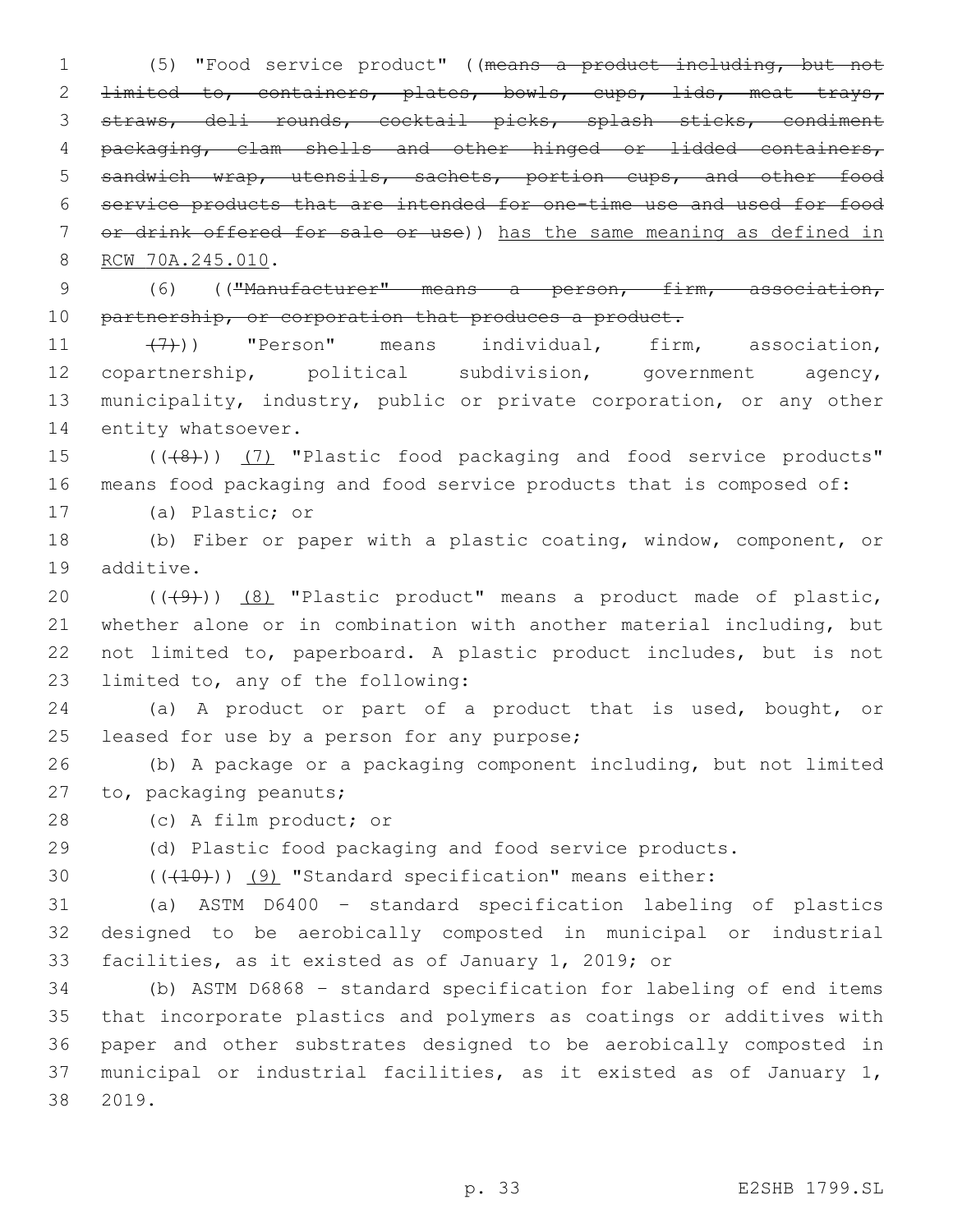(5) "Food service product" ((~~means a product including, but not limited to, containers, plates, bowls, cups, lids, meat trays, straws, deli rounds, cocktail picks, splash sticks, condiment packaging, clam shells and other hinged or lidded containers, sandwich wrap, utensils, sachets, portion cups, and other food service products that are intended for one-time use and used for food or drink offered for sale or use~~)) <u>has the same meaning as defined in RCW 70A.245.010</u>.

(6) ((~~"Manufacturer" means a person, firm, association, partnership, or corporation that produces a product.~~

~~(7)~~)) "Person" means individual, firm, association, copartnership, political subdivision, government agency, municipality, industry, public or private corporation, or any other entity whatsoever.

((~~(8)~~)) <u>(7)</u> "Plastic food packaging and food service products" means food packaging and food service products that is composed of:

(a) Plastic; or

(b) Fiber or paper with a plastic coating, window, component, or additive.

((~~(9)~~)) <u>(8)</u> "Plastic product" means a product made of plastic, whether alone or in combination with another material including, but not limited to, paperboard. A plastic product includes, but is not limited to, any of the following:

(a) A product or part of a product that is used, bought, or leased for use by a person for any purpose;

(b) A package or a packaging component including, but not limited to, packaging peanuts;

(c) A film product; or

(d) Plastic food packaging and food service products.

((~~(10)~~)) <u>(9)</u> "Standard specification" means either:

(a) ASTM D6400 - standard specification labeling of plastics designed to be aerobically composted in municipal or industrial facilities, as it existed as of January 1, 2019; or

(b) ASTM D6868 - standard specification for labeling of end items that incorporate plastics and polymers as coatings or additives with paper and other substrates designed to be aerobically composted in municipal or industrial facilities, as it existed as of January 1, 2019.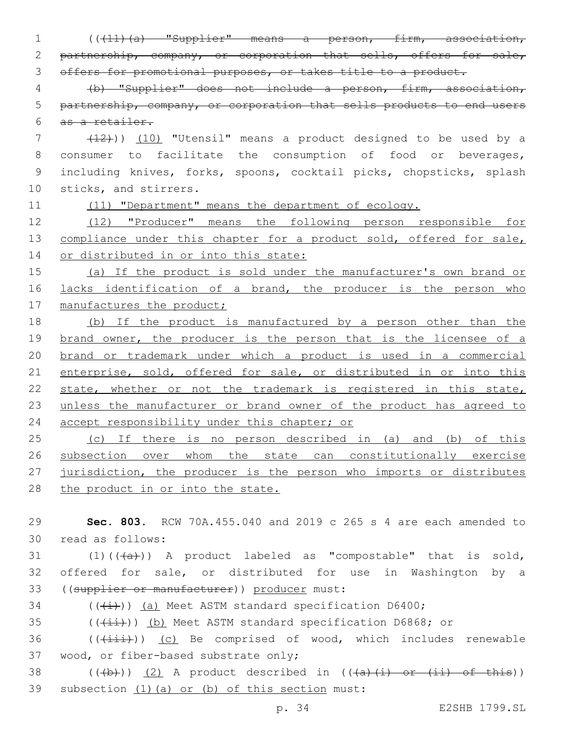((~~(11)(a) "Supplier" means a person, firm, association, partnership, company, or corporation that sells, offers for sale, offers for promotional purposes, or takes title to a product.~~

~~(b) "Supplier" does not include a person, firm, association, partnership, company, or corporation that sells products to end users as a retailer.~~

~~(12)~~)) <u>(10)</u> "Utensil" means a product designed to be used by a consumer to facilitate the consumption of food or beverages, including knives, forks, spoons, cocktail picks, chopsticks, splash sticks, and stirrers.

<u>(11) "Department" means the department of ecology.</u>

<u>(12) "Producer" means the following person responsible for compliance under this chapter for a product sold, offered for sale, or distributed in or into this state:</u>

<u>(a) If the product is sold under the manufacturer's own brand or lacks identification of a brand, the producer is the person who manufactures the product;</u>

<u>(b) If the product is manufactured by a person other than the brand owner, the producer is the person that is the licensee of a brand or trademark under which a product is used in a commercial enterprise, sold, offered for sale, or distributed in or into this state, whether or not the trademark is registered in this state, unless the manufacturer or brand owner of the product has agreed to accept responsibility under this chapter; or</u>

<u>(c) If there is no person described in (a) and (b) of this subsection over whom the state can constitutionally exercise jurisdiction, the producer is the person who imports or distributes the product in or into the state.</u>

**Sec. 803.** RCW 70A.455.040 and 2019 c 265 s 4 are each amended to read as follows:

(1)((~~(a)~~)) A product labeled as "compostable" that is sold, offered for sale, or distributed for use in Washington by a ((~~supplier or manufacturer~~)) <u>producer</u> must:

((~~(i)~~)) <u>(a)</u> Meet ASTM standard specification D6400;

((~~(ii)~~)) <u>(b)</u> Meet ASTM standard specification D6868; or

((~~(iii)~~)) <u>(c)</u> Be comprised of wood, which includes renewable wood, or fiber-based substrate only;

((~~(b)~~)) <u>(2)</u> A product described in ((~~(a)(i) or (ii) of this~~)) subsection <u>(1)(a) or (b) of this section</u> must: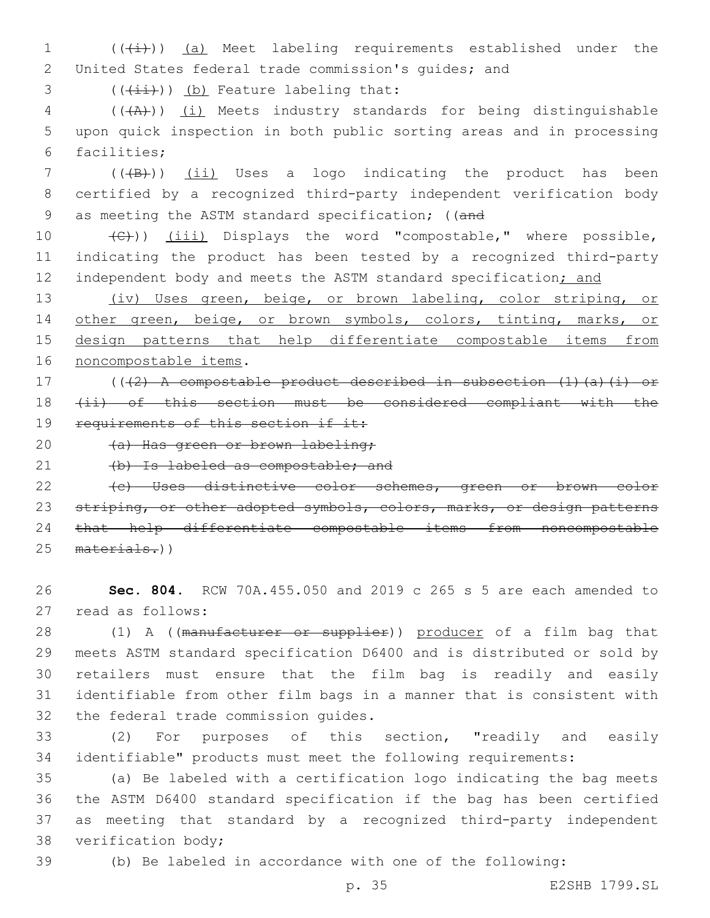((~~(i)~~)) <u>(a)</u> Meet labeling requirements established under the United States federal trade commission's guides; and

((~~(ii)~~)) <u>(b)</u> Feature labeling that:

((~~(A)~~)) <u>(i)</u> Meets industry standards for being distinguishable upon quick inspection in both public sorting areas and in processing facilities;

((~~(B)~~)) <u>(ii)</u> Uses a logo indicating the product has been certified by a recognized third-party independent verification body as meeting the ASTM standard specification; ((~~and~~

~~(C)~~)) <u>(iii)</u> Displays the word "compostable," where possible, indicating the product has been tested by a recognized third-party independent body and meets the ASTM standard specification<u>; and</u>

<u>(iv) Uses green, beige, or brown labeling, color striping, or other green, beige, or brown symbols, colors, tinting, marks, or design patterns that help differentiate compostable items from noncompostable items</u>.

((~~(2) A compostable product described in subsection (1)(a)(i) or (ii) of this section must be considered compliant with the requirements of this section if it:~~

~~(a) Has green or brown labeling;~~

~~(b) Is labeled as compostable; and~~

~~(c) Uses distinctive color schemes, green or brown color striping, or other adopted symbols, colors, marks, or design patterns that help differentiate compostable items from noncompostable materials.~~))

**Sec. 804.** RCW 70A.455.050 and 2019 c 265 s 5 are each amended to read as follows:

(1) A ((~~manufacturer or supplier~~)) <u>producer</u> of a film bag that meets ASTM standard specification D6400 and is distributed or sold by retailers must ensure that the film bag is readily and easily identifiable from other film bags in a manner that is consistent with the federal trade commission guides.

(2) For purposes of this section, "readily and easily identifiable" products must meet the following requirements:

(a) Be labeled with a certification logo indicating the bag meets the ASTM D6400 standard specification if the bag has been certified as meeting that standard by a recognized third-party independent verification body;

(b) Be labeled in accordance with one of the following: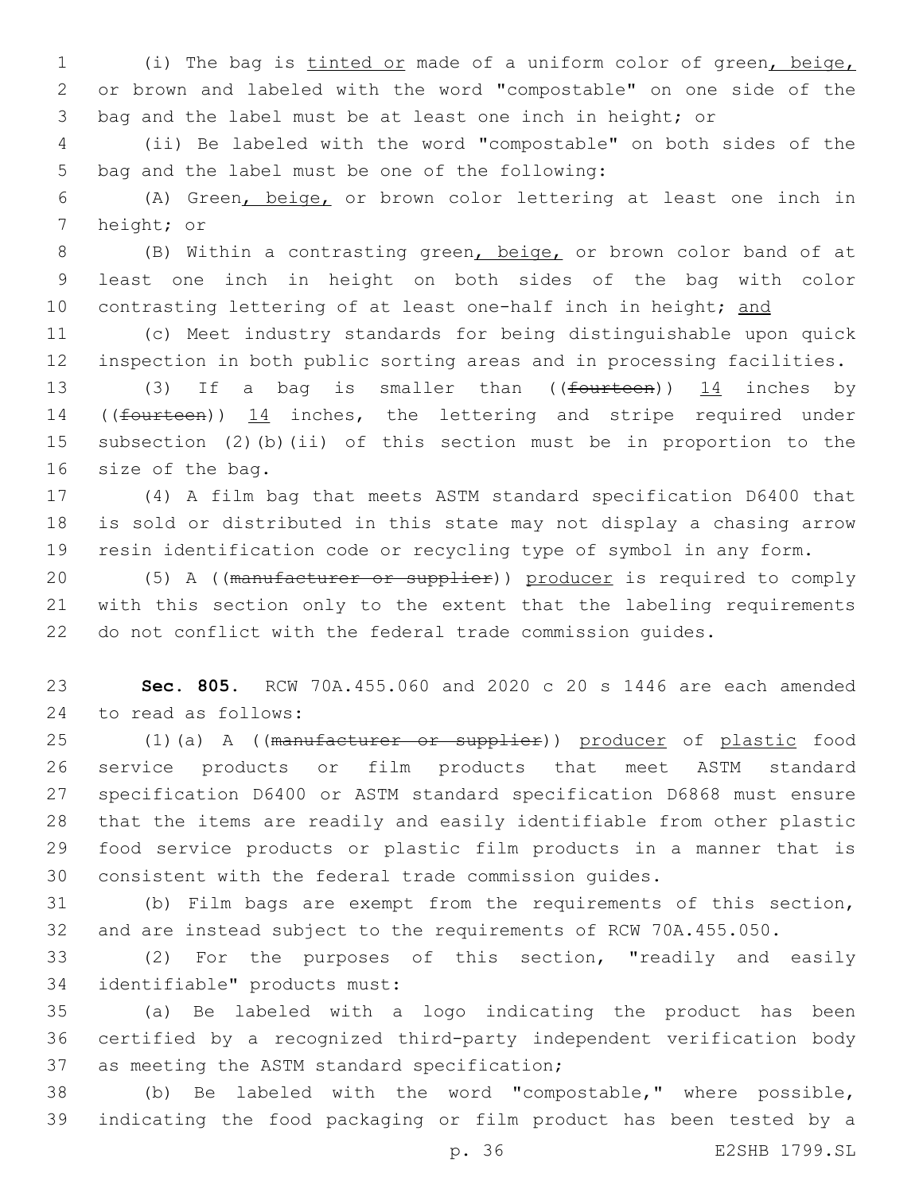(i) The bag is tinted or made of a uniform color of green, beige, or brown and labeled with the word "compostable" on one side of the bag and the label must be at least one inch in height; or

(ii) Be labeled with the word "compostable" on both sides of the bag and the label must be one of the following:

(A) Green, beige, or brown color lettering at least one inch in height; or

(B) Within a contrasting green, beige, or brown color band of at least one inch in height on both sides of the bag with color contrasting lettering of at least one-half inch in height; and

(c) Meet industry standards for being distinguishable upon quick inspection in both public sorting areas and in processing facilities.

(3) If a bag is smaller than ((~~fourteen~~)) 14 inches by ((~~fourteen~~)) 14 inches, the lettering and stripe required under subsection (2)(b)(ii) of this section must be in proportion to the size of the bag.

(4) A film bag that meets ASTM standard specification D6400 that is sold or distributed in this state may not display a chasing arrow resin identification code or recycling type of symbol in any form.

(5) A ((~~manufacturer or supplier~~)) producer is required to comply with this section only to the extent that the labeling requirements do not conflict with the federal trade commission guides.

**Sec. 805.** RCW 70A.455.060 and 2020 c 20 s 1446 are each amended to read as follows:

(1)(a) A ((~~manufacturer or supplier~~)) producer of plastic food service products or film products that meet ASTM standard specification D6400 or ASTM standard specification D6868 must ensure that the items are readily and easily identifiable from other plastic food service products or plastic film products in a manner that is consistent with the federal trade commission guides.

(b) Film bags are exempt from the requirements of this section, and are instead subject to the requirements of RCW 70A.455.050.

(2) For the purposes of this section, "readily and easily identifiable" products must:

(a) Be labeled with a logo indicating the product has been certified by a recognized third-party independent verification body as meeting the ASTM standard specification;

(b) Be labeled with the word "compostable," where possible, indicating the food packaging or film product has been tested by a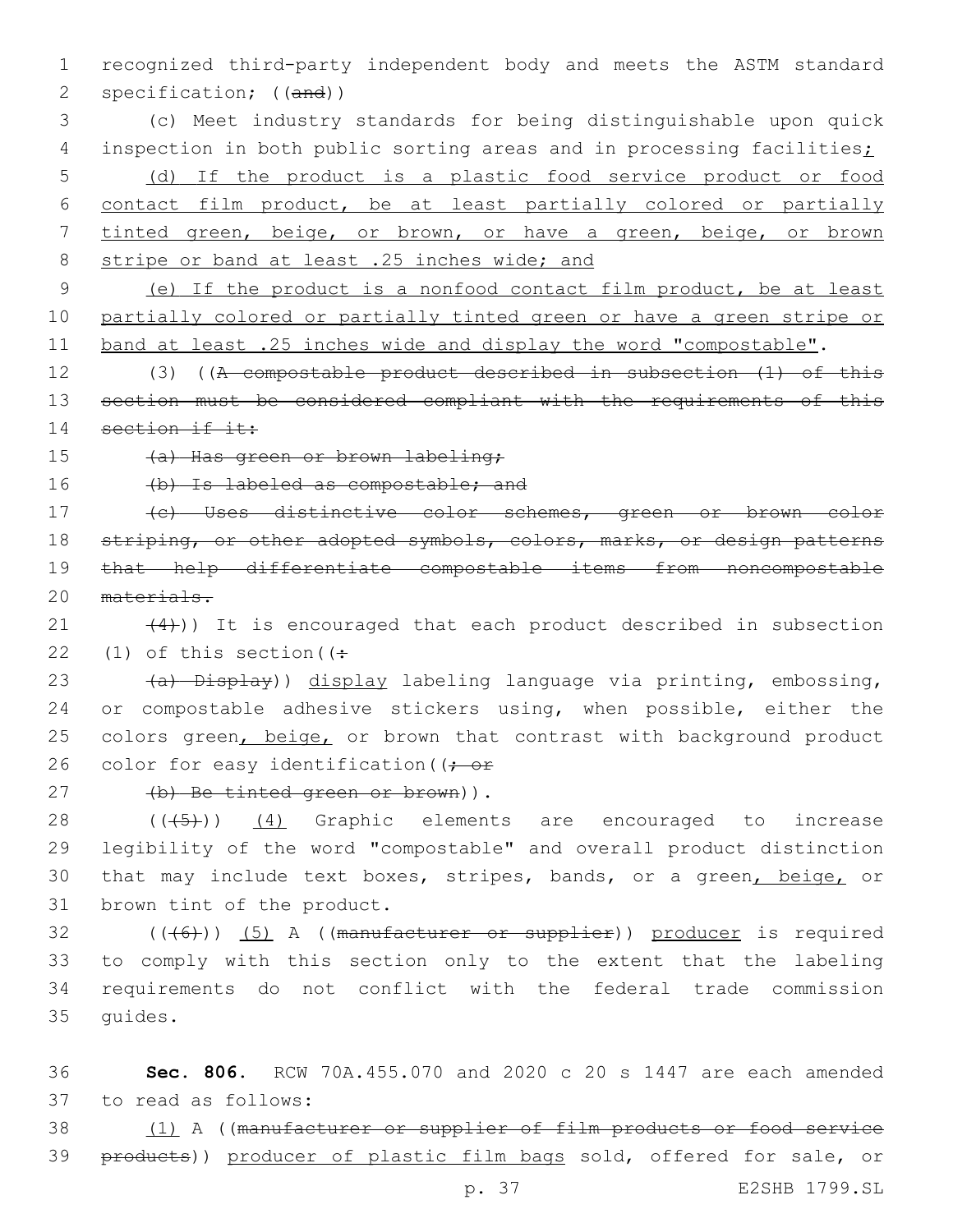recognized third-party independent body and meets the ASTM standard specification; ((~~and~~))

(c) Meet industry standards for being distinguishable upon quick inspection in both public sorting areas and in processing facilities;

(d) If the product is a plastic food service product or food contact film product, be at least partially colored or partially tinted green, beige, or brown, or have a green, beige, or brown stripe or band at least .25 inches wide; and

(e) If the product is a nonfood contact film product, be at least partially colored or partially tinted green or have a green stripe or band at least .25 inches wide and display the word "compostable".

(3) ((~~A compostable product described in subsection (1) of this section must be considered compliant with the requirements of this section if it:~~

~~(a) Has green or brown labeling;~~

~~(b) Is labeled as compostable; and~~

~~(c) Uses distinctive color schemes, green or brown color striping, or other adopted symbols, colors, marks, or design patterns that help differentiate compostable items from noncompostable materials.~~

~~(4)~~)) It is encouraged that each product described in subsection (1) of this section((~~:~~

~~(a) Display~~)) display labeling language via printing, embossing, or compostable adhesive stickers using, when possible, either the colors green, beige, or brown that contrast with background product color for easy identification((~~; or~~

~~(b) Be tinted green or brown~~)).

((~~(5)~~)) (4) Graphic elements are encouraged to increase legibility of the word "compostable" and overall product distinction that may include text boxes, stripes, bands, or a green, beige, or brown tint of the product.

((~~(6)~~)) (5) A ((~~manufacturer or supplier~~)) producer is required to comply with this section only to the extent that the labeling requirements do not conflict with the federal trade commission guides.

**Sec. 806.** RCW 70A.455.070 and 2020 c 20 s 1447 are each amended to read as follows:

(1) A ((~~manufacturer or supplier of film products or food service products~~)) producer of plastic film bags sold, offered for sale, or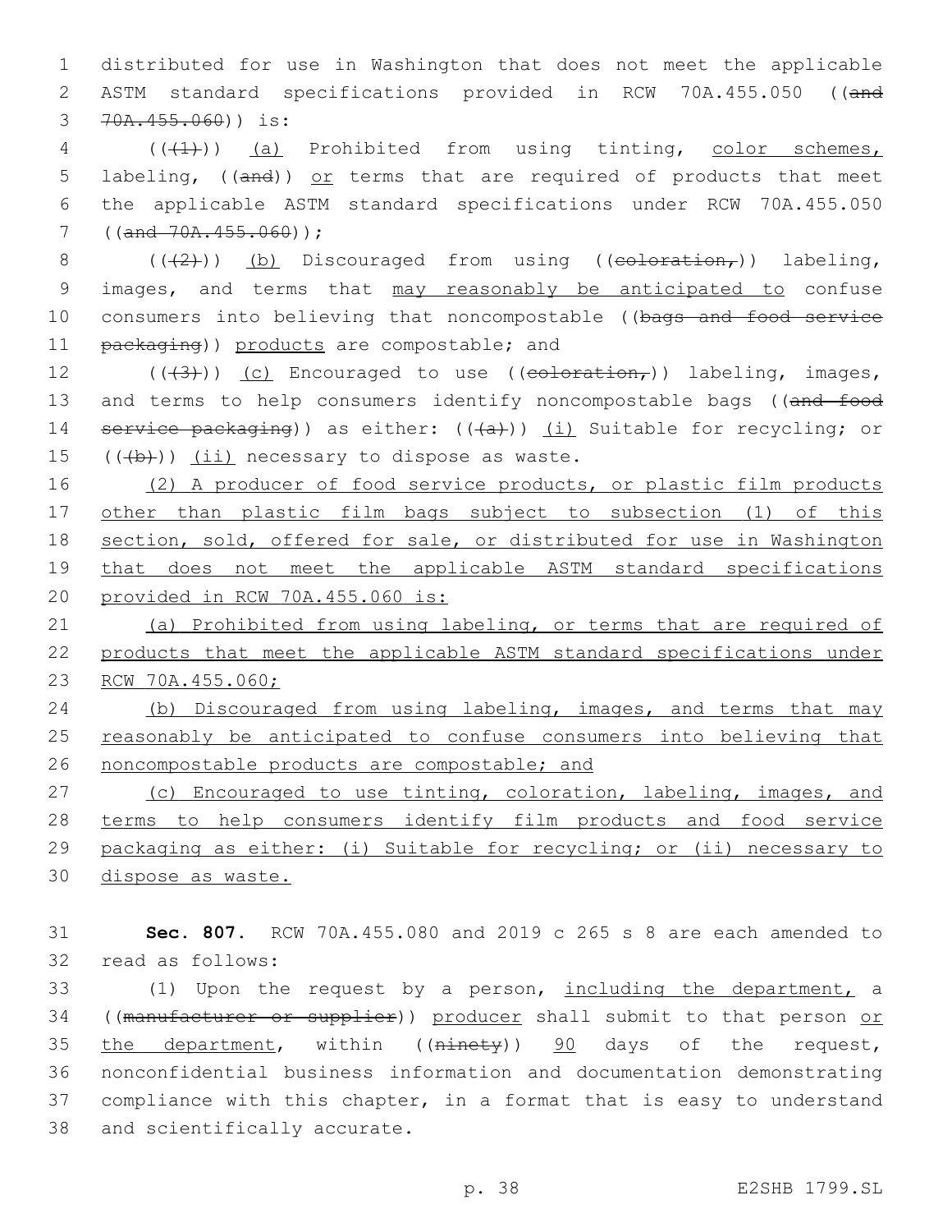distributed for use in Washington that does not meet the applicable ASTM standard specifications provided in RCW 70A.455.050 ((~~and 70A.455.060~~)) is:

((~~(1)~~)) <u>(a)</u> Prohibited from using tinting, <u>color schemes,</u> labeling, ((~~and~~)) <u>or</u> terms that are required of products that meet the applicable ASTM standard specifications under RCW 70A.455.050 ((~~and 70A.455.060~~));

((~~(2)~~)) <u>(b)</u> Discouraged from using ((~~coloration,~~)) labeling, images, and terms that <u>may reasonably be anticipated to</u> confuse consumers into believing that noncompostable ((~~bags and food service packaging~~)) <u>products</u> are compostable; and

((~~(3)~~)) <u>(c)</u> Encouraged to use ((~~coloration,~~)) labeling, images, and terms to help consumers identify noncompostable bags ((~~and food service packaging~~)) as either: ((~~(a)~~)) <u>(i)</u> Suitable for recycling; or ((~~(b)~~)) <u>(ii)</u> necessary to dispose as waste.

<u>(2) A producer of food service products, or plastic film products other than plastic film bags subject to subsection (1) of this section, sold, offered for sale, or distributed for use in Washington that does not meet the applicable ASTM standard specifications provided in RCW 70A.455.060 is:</u>

<u>(a) Prohibited from using labeling, or terms that are required of products that meet the applicable ASTM standard specifications under RCW 70A.455.060;</u>

<u>(b) Discouraged from using labeling, images, and terms that may reasonably be anticipated to confuse consumers into believing that noncompostable products are compostable; and</u>

<u>(c) Encouraged to use tinting, coloration, labeling, images, and terms to help consumers identify film products and food service packaging as either: (i) Suitable for recycling; or (ii) necessary to dispose as waste.</u>

**Sec. 807.** RCW 70A.455.080 and 2019 c 265 s 8 are each amended to read as follows:

(1) Upon the request by a person, <u>including the department,</u> a ((~~manufacturer or supplier~~)) <u>producer</u> shall submit to that person <u>or the department</u>, within ((~~ninety~~)) <u>90</u> days of the request, nonconfidential business information and documentation demonstrating compliance with this chapter, in a format that is easy to understand and scientifically accurate.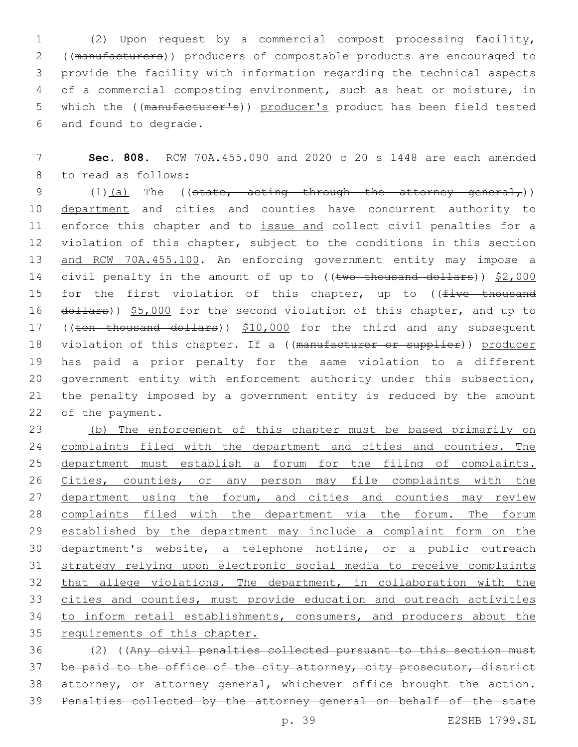(2) Upon request by a commercial compost processing facility, ((~~manufacturers~~)) producers of compostable products are encouraged to provide the facility with information regarding the technical aspects of a commercial composting environment, such as heat or moisture, in which the ((~~manufacturer's~~)) producer's product has been field tested and found to degrade.

**Sec. 808.** RCW 70A.455.090 and 2020 c 20 s 1448 are each amended to read as follows:

(1)(a) The ((~~state, acting through the attorney general,~~)) department and cities and counties have concurrent authority to enforce this chapter and to issue and collect civil penalties for a violation of this chapter, subject to the conditions in this section and RCW 70A.455.100. An enforcing government entity may impose a civil penalty in the amount of up to ((~~two thousand dollars~~)) $2,000 for the first violation of this chapter, up to ((~~five thousand dollars~~)) $5,000 for the second violation of this chapter, and up to ((~~ten thousand dollars~~)) $10,000 for the third and any subsequent violation of this chapter. If a ((~~manufacturer or supplier~~)) producer has paid a prior penalty for the same violation to a different government entity with enforcement authority under this subsection, the penalty imposed by a government entity is reduced by the amount of the payment.

(b) The enforcement of this chapter must be based primarily on complaints filed with the department and cities and counties. The department must establish a forum for the filing of complaints. Cities, counties, or any person may file complaints with the department using the forum, and cities and counties may review complaints filed with the department via the forum. The forum established by the department may include a complaint form on the department's website, a telephone hotline, or a public outreach strategy relying upon electronic social media to receive complaints that allege violations. The department, in collaboration with the cities and counties, must provide education and outreach activities to inform retail establishments, consumers, and producers about the requirements of this chapter.

(2) ((~~Any civil penalties collected pursuant to this section must be paid to the office of the city attorney, city prosecutor, district attorney, or attorney general, whichever office brought the action. Penalties collected by the attorney general on behalf of the state~~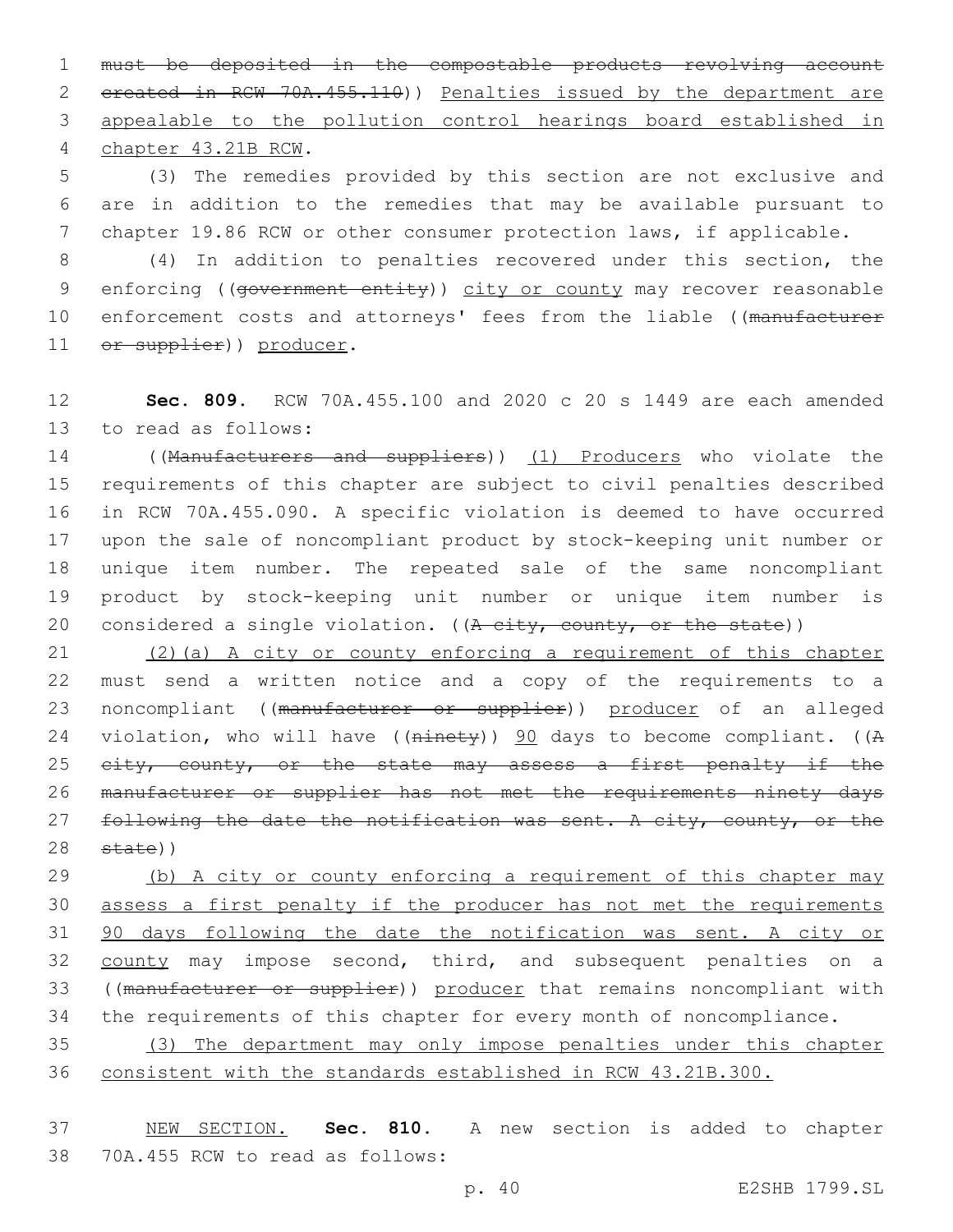must be deposited in the compostable products revolving account created in RCW 70A.455.110)) Penalties issued by the department are appealable to the pollution control hearings board established in chapter 43.21B RCW.

(3) The remedies provided by this section are not exclusive and are in addition to the remedies that may be available pursuant to chapter 19.86 RCW or other consumer protection laws, if applicable.

(4) In addition to penalties recovered under this section, the enforcing ((government entity)) city or county may recover reasonable enforcement costs and attorneys' fees from the liable ((manufacturer or supplier)) producer.

**Sec. 809.** RCW 70A.455.100 and 2020 c 20 s 1449 are each amended to read as follows:

((Manufacturers and suppliers)) (1) Producers who violate the requirements of this chapter are subject to civil penalties described in RCW 70A.455.090. A specific violation is deemed to have occurred upon the sale of noncompliant product by stock-keeping unit number or unique item number. The repeated sale of the same noncompliant product by stock-keeping unit number or unique item number is considered a single violation. ((A city, county, or the state))

(2)(a) A city or county enforcing a requirement of this chapter must send a written notice and a copy of the requirements to a noncompliant ((manufacturer or supplier)) producer of an alleged violation, who will have ((ninety)) 90 days to become compliant. ((A city, county, or the state may assess a first penalty if the manufacturer or supplier has not met the requirements ninety days following the date the notification was sent. A city, county, or the state))

(b) A city or county enforcing a requirement of this chapter may assess a first penalty if the producer has not met the requirements 90 days following the date the notification was sent. A city or county may impose second, third, and subsequent penalties on a ((manufacturer or supplier)) producer that remains noncompliant with the requirements of this chapter for every month of noncompliance.

(3) The department may only impose penalties under this chapter consistent with the standards established in RCW 43.21B.300.

NEW SECTION. **Sec. 810.** A new section is added to chapter 70A.455 RCW to read as follows: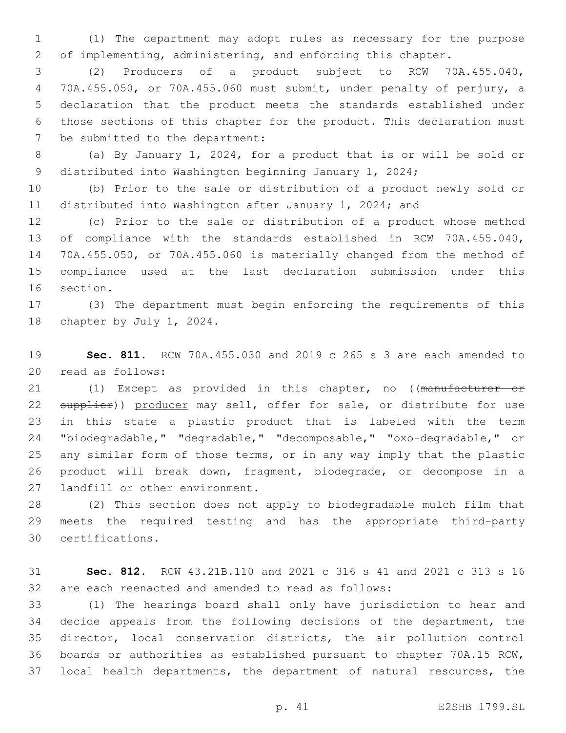(1) The department may adopt rules as necessary for the purpose of implementing, administering, and enforcing this chapter.

(2) Producers of a product subject to RCW 70A.455.040, 70A.455.050, or 70A.455.060 must submit, under penalty of perjury, a declaration that the product meets the standards established under those sections of this chapter for the product. This declaration must be submitted to the department:

(a) By January 1, 2024, for a product that is or will be sold or distributed into Washington beginning January 1, 2024;

(b) Prior to the sale or distribution of a product newly sold or distributed into Washington after January 1, 2024; and

(c) Prior to the sale or distribution of a product whose method of compliance with the standards established in RCW 70A.455.040, 70A.455.050, or 70A.455.060 is materially changed from the method of compliance used at the last declaration submission under this section.

(3) The department must begin enforcing the requirements of this chapter by July 1, 2024.

**Sec. 811.** RCW 70A.455.030 and 2019 c 265 s 3 are each amended to read as follows:

(1) Except as provided in this chapter, no ((~~manufacturer or supplier~~)) <u>producer</u> may sell, offer for sale, or distribute for use in this state a plastic product that is labeled with the term "biodegradable," "degradable," "decomposable," "oxo-degradable," or any similar form of those terms, or in any way imply that the plastic product will break down, fragment, biodegrade, or decompose in a landfill or other environment.

(2) This section does not apply to biodegradable mulch film that meets the required testing and has the appropriate third-party certifications.

**Sec. 812.** RCW 43.21B.110 and 2021 c 316 s 41 and 2021 c 313 s 16 are each reenacted and amended to read as follows:

(1) The hearings board shall only have jurisdiction to hear and decide appeals from the following decisions of the department, the director, local conservation districts, the air pollution control boards or authorities as established pursuant to chapter 70A.15 RCW, local health departments, the department of natural resources, the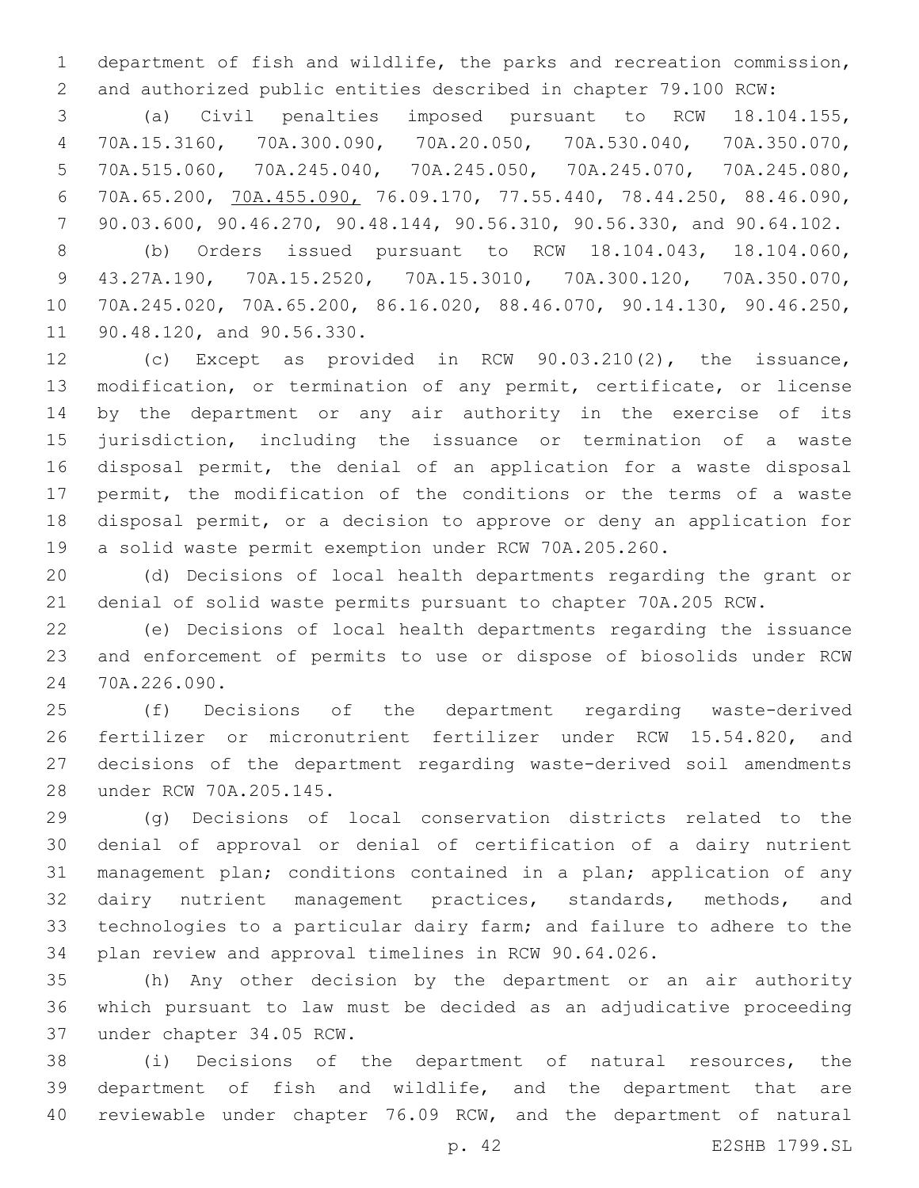department of fish and wildlife, the parks and recreation commission, and authorized public entities described in chapter 79.100 RCW:

(a) Civil penalties imposed pursuant to RCW 18.104.155, 70A.15.3160, 70A.300.090, 70A.20.050, 70A.530.040, 70A.350.070, 70A.515.060, 70A.245.040, 70A.245.050, 70A.245.070, 70A.245.080, 70A.65.200, 70A.455.090, 76.09.170, 77.55.440, 78.44.250, 88.46.090, 90.03.600, 90.46.270, 90.48.144, 90.56.310, 90.56.330, and 90.64.102.

(b) Orders issued pursuant to RCW 18.104.043, 18.104.060, 43.27A.190, 70A.15.2520, 70A.15.3010, 70A.300.120, 70A.350.070, 70A.245.020, 70A.65.200, 86.16.020, 88.46.070, 90.14.130, 90.46.250, 90.48.120, and 90.56.330.

(c) Except as provided in RCW 90.03.210(2), the issuance, modification, or termination of any permit, certificate, or license by the department or any air authority in the exercise of its jurisdiction, including the issuance or termination of a waste disposal permit, the denial of an application for a waste disposal permit, the modification of the conditions or the terms of a waste disposal permit, or a decision to approve or deny an application for a solid waste permit exemption under RCW 70A.205.260.

(d) Decisions of local health departments regarding the grant or denial of solid waste permits pursuant to chapter 70A.205 RCW.

(e) Decisions of local health departments regarding the issuance and enforcement of permits to use or dispose of biosolids under RCW 70A.226.090.

(f) Decisions of the department regarding waste-derived fertilizer or micronutrient fertilizer under RCW 15.54.820, and decisions of the department regarding waste-derived soil amendments under RCW 70A.205.145.

(g) Decisions of local conservation districts related to the denial of approval or denial of certification of a dairy nutrient management plan; conditions contained in a plan; application of any dairy nutrient management practices, standards, methods, and technologies to a particular dairy farm; and failure to adhere to the plan review and approval timelines in RCW 90.64.026.

(h) Any other decision by the department or an air authority which pursuant to law must be decided as an adjudicative proceeding under chapter 34.05 RCW.

(i) Decisions of the department of natural resources, the department of fish and wildlife, and the department that are reviewable under chapter 76.09 RCW, and the department of natural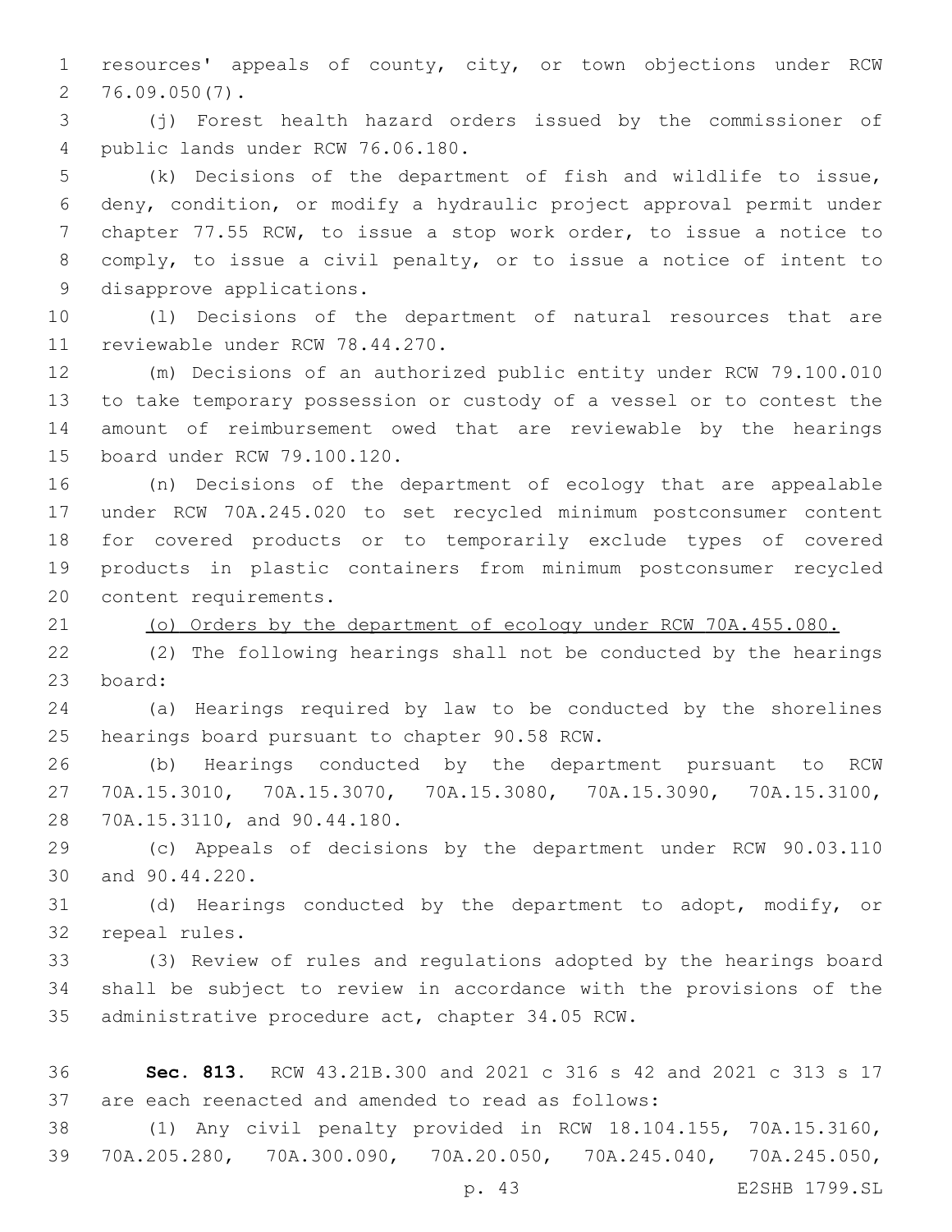resources' appeals of county, city, or town objections under RCW 76.09.050(7).

(j) Forest health hazard orders issued by the commissioner of public lands under RCW 76.06.180.

(k) Decisions of the department of fish and wildlife to issue, deny, condition, or modify a hydraulic project approval permit under chapter 77.55 RCW, to issue a stop work order, to issue a notice to comply, to issue a civil penalty, or to issue a notice of intent to disapprove applications.

(l) Decisions of the department of natural resources that are reviewable under RCW 78.44.270.

(m) Decisions of an authorized public entity under RCW 79.100.010 to take temporary possession or custody of a vessel or to contest the amount of reimbursement owed that are reviewable by the hearings board under RCW 79.100.120.

(n) Decisions of the department of ecology that are appealable under RCW 70A.245.020 to set recycled minimum postconsumer content for covered products or to temporarily exclude types of covered products in plastic containers from minimum postconsumer recycled content requirements.

<u>(o) Orders by the department of ecology under RCW 70A.455.080.</u>

(2) The following hearings shall not be conducted by the hearings board:

(a) Hearings required by law to be conducted by the shorelines hearings board pursuant to chapter 90.58 RCW.

(b) Hearings conducted by the department pursuant to RCW 70A.15.3010, 70A.15.3070, 70A.15.3080, 70A.15.3090, 70A.15.3100, 70A.15.3110, and 90.44.180.

(c) Appeals of decisions by the department under RCW 90.03.110 and 90.44.220.

(d) Hearings conducted by the department to adopt, modify, or repeal rules.

(3) Review of rules and regulations adopted by the hearings board shall be subject to review in accordance with the provisions of the administrative procedure act, chapter 34.05 RCW.

**Sec. 813.** RCW 43.21B.300 and 2021 c 316 s 42 and 2021 c 313 s 17 are each reenacted and amended to read as follows:

(1) Any civil penalty provided in RCW 18.104.155, 70A.15.3160, 70A.205.280, 70A.300.090, 70A.20.050, 70A.245.040, 70A.245.050,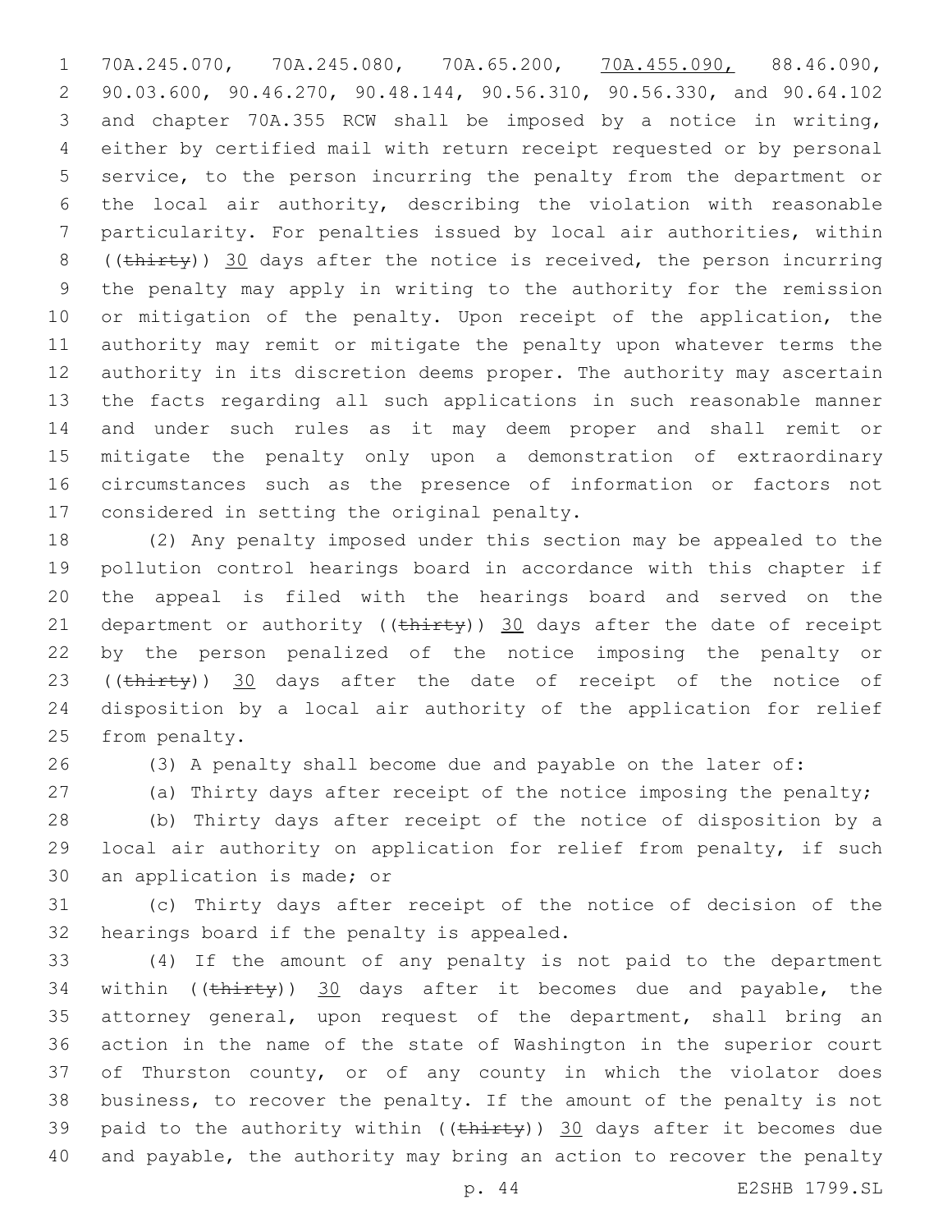70A.245.070, 70A.245.080, 70A.65.200, 70A.455.090, 88.46.090, 90.03.600, 90.46.270, 90.48.144, 90.56.310, 90.56.330, and 90.64.102 and chapter 70A.355 RCW shall be imposed by a notice in writing, either by certified mail with return receipt requested or by personal service, to the person incurring the penalty from the department or the local air authority, describing the violation with reasonable particularity. For penalties issued by local air authorities, within ((thirty)) 30 days after the notice is received, the person incurring the penalty may apply in writing to the authority for the remission or mitigation of the penalty. Upon receipt of the application, the authority may remit or mitigate the penalty upon whatever terms the authority in its discretion deems proper. The authority may ascertain the facts regarding all such applications in such reasonable manner and under such rules as it may deem proper and shall remit or mitigate the penalty only upon a demonstration of extraordinary circumstances such as the presence of information or factors not considered in setting the original penalty.

(2) Any penalty imposed under this section may be appealed to the pollution control hearings board in accordance with this chapter if the appeal is filed with the hearings board and served on the department or authority ((thirty)) 30 days after the date of receipt by the person penalized of the notice imposing the penalty or ((thirty)) 30 days after the date of receipt of the notice of disposition by a local air authority of the application for relief from penalty.

(3) A penalty shall become due and payable on the later of:

(a) Thirty days after receipt of the notice imposing the penalty;

(b) Thirty days after receipt of the notice of disposition by a local air authority on application for relief from penalty, if such an application is made; or

(c) Thirty days after receipt of the notice of decision of the hearings board if the penalty is appealed.

(4) If the amount of any penalty is not paid to the department within ((thirty)) 30 days after it becomes due and payable, the attorney general, upon request of the department, shall bring an action in the name of the state of Washington in the superior court of Thurston county, or of any county in which the violator does business, to recover the penalty. If the amount of the penalty is not paid to the authority within ((thirty)) 30 days after it becomes due and payable, the authority may bring an action to recover the penalty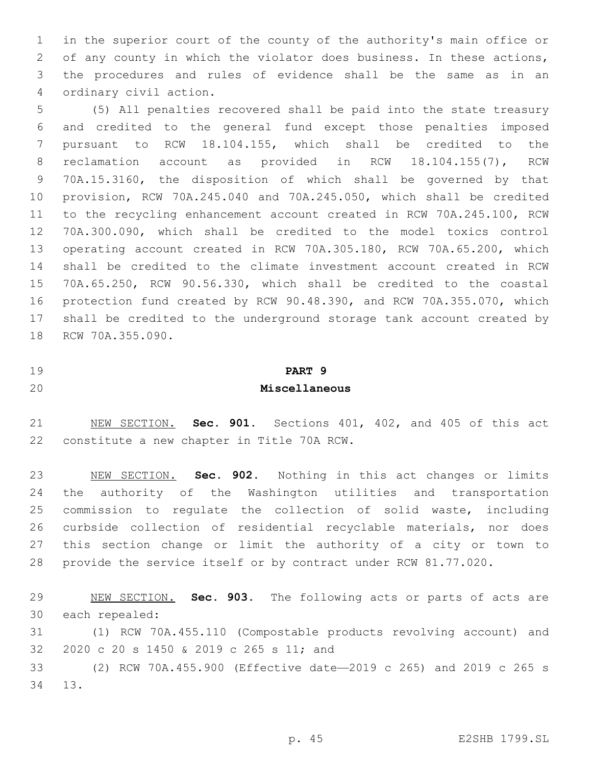in the superior court of the county of the authority's main office or of any county in which the violator does business. In these actions, the procedures and rules of evidence shall be the same as in an ordinary civil action.

(5) All penalties recovered shall be paid into the state treasury and credited to the general fund except those penalties imposed pursuant to RCW 18.104.155, which shall be credited to the reclamation account as provided in RCW 18.104.155(7), RCW 70A.15.3160, the disposition of which shall be governed by that provision, RCW 70A.245.040 and 70A.245.050, which shall be credited to the recycling enhancement account created in RCW 70A.245.100, RCW 70A.300.090, which shall be credited to the model toxics control operating account created in RCW 70A.305.180, RCW 70A.65.200, which shall be credited to the climate investment account created in RCW 70A.65.250, RCW 90.56.330, which shall be credited to the coastal protection fund created by RCW 90.48.390, and RCW 70A.355.070, which shall be credited to the underground storage tank account created by RCW 70A.355.090.

## PART 9
## Miscellaneous

NEW SECTION. **Sec. 901.** Sections 401, 402, and 405 of this act constitute a new chapter in Title 70A RCW.

NEW SECTION. **Sec. 902.** Nothing in this act changes or limits the authority of the Washington utilities and transportation commission to regulate the collection of solid waste, including curbside collection of residential recyclable materials, nor does this section change or limit the authority of a city or town to provide the service itself or by contract under RCW 81.77.020.

NEW SECTION. **Sec. 903.** The following acts or parts of acts are each repealed:

(1) RCW 70A.455.110 (Compostable products revolving account) and 2020 c 20 s 1450 & 2019 c 265 s 11; and

(2) RCW 70A.455.900 (Effective date—2019 c 265) and 2019 c 265 s 13.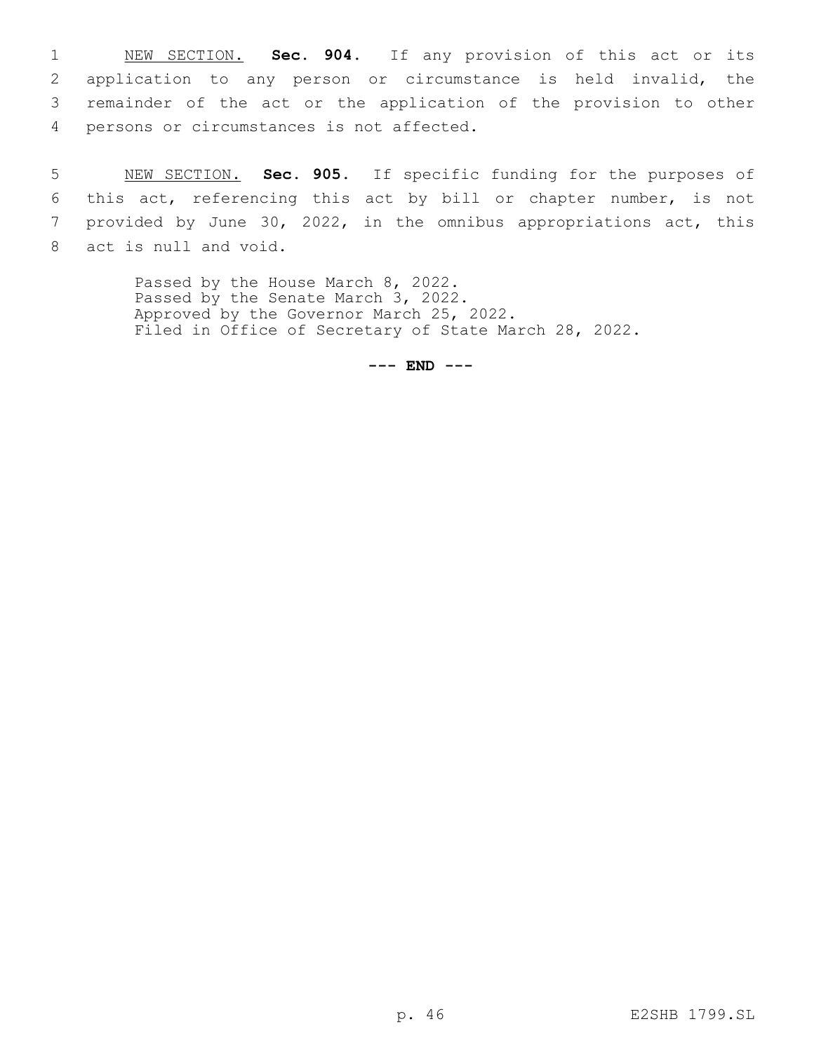NEW SECTION. **Sec. 904.** If any provision of this act or its application to any person or circumstance is held invalid, the remainder of the act or the application of the provision to other persons or circumstances is not affected.

NEW SECTION. **Sec. 905.** If specific funding for the purposes of this act, referencing this act by bill or chapter number, is not provided by June 30, 2022, in the omnibus appropriations act, this act is null and void.

Passed by the House March 8, 2022.
Passed by the Senate March 3, 2022.
Approved by the Governor March 25, 2022.
Filed in Office of Secretary of State March 28, 2022.

**--- END ---**